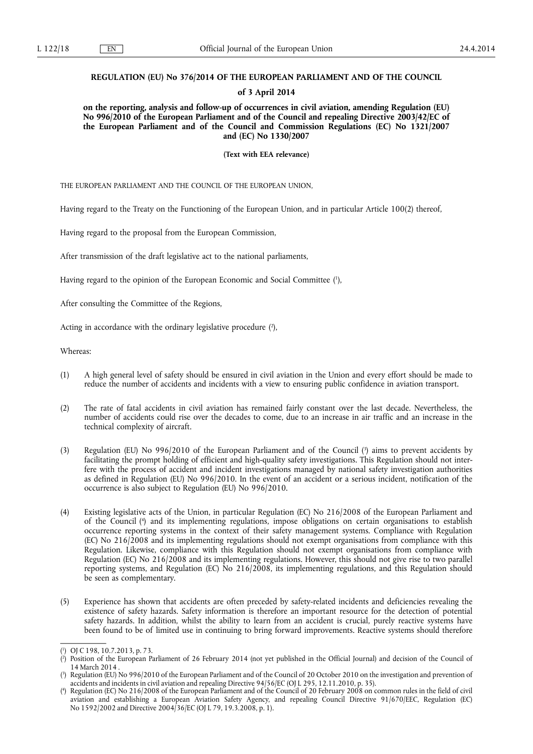**REGULATION (EU) No 376/2014 OF THE EUROPEAN PARLIAMENT AND OF THE COUNCIL**

**of 3 April 2014**

**on the reporting, analysis and follow-up of occurrences in civil aviation, amending Regulation (EU) No 996/2010 of the European Parliament and of the Council and repealing Directive 2003/42/EC of the European Parliament and of the Council and Commission Regulations (EC) No 1321/2007 and (EC) No 1330/2007**

**(Text with EEA relevance)**

THE EUROPEAN PARLIAMENT AND THE COUNCIL OF THE EUROPEAN UNION,

Having regard to the Treaty on the Functioning of the European Union, and in particular Article 100(2) thereof,

Having regard to the proposal from the European Commission,

After transmission of the draft legislative act to the national parliaments,

Having regard to the opinion of the European Economic and Social Committee ([1]),

After consulting the Committee of the Regions,

Acting in accordance with the ordinary legislative procedure ([2]),

Whereas:

(1) A high general level of safety should be ensured in civil aviation in the Union and every effort should be made to reduce the number of accidents and incidents with a view to ensuring public confidence in aviation transport.

(2) The rate of fatal accidents in civil aviation has remained fairly constant over the last decade. Nevertheless, the number of accidents could rise over the decades to come, due to an increase in air traffic and an increase in the technical complexity of aircraft.

(3) Regulation (EU) No 996/2010 of the European Parliament and of the Council ([3]) aims to prevent accidents by facilitating the prompt holding of efficient and high-quality safety investigations. This Regulation should not interfere with the process of accident and incident investigations managed by national safety investigation authorities as defined in Regulation (EU) No 996/2010. In the event of an accident or a serious incident, notification of the occurrence is also subject to Regulation (EU) No 996/2010.

(4) Existing legislative acts of the Union, in particular Regulation (EC) No 216/2008 of the European Parliament and of the Council ([4]) and its implementing regulations, impose obligations on certain organisations to establish occurrence reporting systems in the context of their safety management systems. Compliance with Regulation (EC) No 216/2008 and its implementing regulations should not exempt organisations from compliance with this Regulation. Likewise, compliance with this Regulation should not exempt organisations from compliance with Regulation (EC) No 216/2008 and its implementing regulations. However, this should not give rise to two parallel reporting systems, and Regulation (EC) No 216/2008, its implementing regulations, and this Regulation should be seen as complementary.

(5) Experience has shown that accidents are often preceded by safety-related incidents and deficiencies revealing the existence of safety hazards. Safety information is therefore an important resource for the detection of potential safety hazards. In addition, whilst the ability to learn from an accident is crucial, purely reactive systems have been found to be of limited use in continuing to bring forward improvements. Reactive systems should therefore

---

([1]) OJ C 198, 10.7.2013, p. 73.

([2]) Position of the European Parliament of 26 February 2014 (not yet published in the Official Journal) and decision of the Council of 14 March 2014 .

([3]) Regulation (EU) No 996/2010 of the European Parliament and of the Council of 20 October 2010 on the investigation and prevention of accidents and incidents in civil aviation and repealing Directive 94/56/EC (OJ L 295, 12.11.2010, p. 35).

([4]) Regulation (EC) No 216/2008 of the European Parliament and of the Council of 20 February 2008 on common rules in the field of civil aviation and establishing a European Aviation Safety Agency, and repealing Council Directive 91/670/EEC, Regulation (EC) No 1592/2002 and Directive 2004/36/EC (OJ L 79, 19.3.2008, p. 1).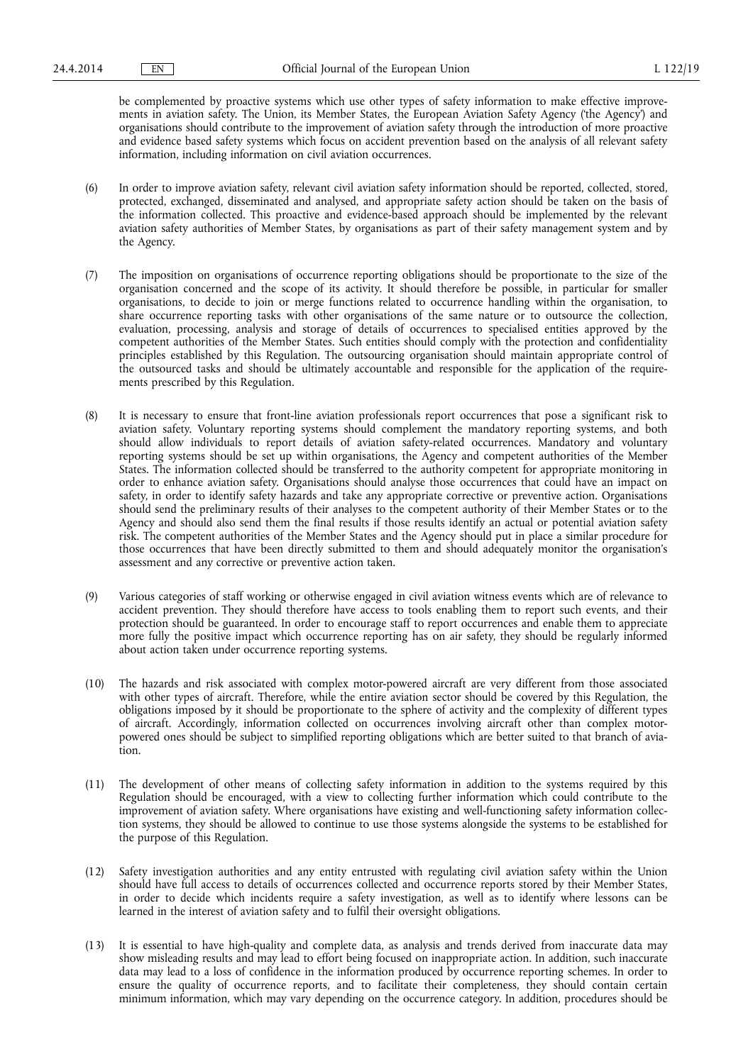be complemented by proactive systems which use other types of safety information to make effective improvements in aviation safety. The Union, its Member States, the European Aviation Safety Agency ('the Agency') and organisations should contribute to the improvement of aviation safety through the introduction of more proactive and evidence based safety systems which focus on accident prevention based on the analysis of all relevant safety information, including information on civil aviation occurrences.

(6) In order to improve aviation safety, relevant civil aviation safety information should be reported, collected, stored, protected, exchanged, disseminated and analysed, and appropriate safety action should be taken on the basis of the information collected. This proactive and evidence-based approach should be implemented by the relevant aviation safety authorities of Member States, by organisations as part of their safety management system and by the Agency.

(7) The imposition on organisations of occurrence reporting obligations should be proportionate to the size of the organisation concerned and the scope of its activity. It should therefore be possible, in particular for smaller organisations, to decide to join or merge functions related to occurrence handling within the organisation, to share occurrence reporting tasks with other organisations of the same nature or to outsource the collection, evaluation, processing, analysis and storage of details of occurrences to specialised entities approved by the competent authorities of the Member States. Such entities should comply with the protection and confidentiality principles established by this Regulation. The outsourcing organisation should maintain appropriate control of the outsourced tasks and should be ultimately accountable and responsible for the application of the requirements prescribed by this Regulation.

(8) It is necessary to ensure that front-line aviation professionals report occurrences that pose a significant risk to aviation safety. Voluntary reporting systems should complement the mandatory reporting systems, and both should allow individuals to report details of aviation safety-related occurrences. Mandatory and voluntary reporting systems should be set up within organisations, the Agency and competent authorities of the Member States. The information collected should be transferred to the authority competent for appropriate monitoring in order to enhance aviation safety. Organisations should analyse those occurrences that could have an impact on safety, in order to identify safety hazards and take any appropriate corrective or preventive action. Organisations should send the preliminary results of their analyses to the competent authority of their Member States or to the Agency and should also send them the final results if those results identify an actual or potential aviation safety risk. The competent authorities of the Member States and the Agency should put in place a similar procedure for those occurrences that have been directly submitted to them and should adequately monitor the organisation's assessment and any corrective or preventive action taken.

(9) Various categories of staff working or otherwise engaged in civil aviation witness events which are of relevance to accident prevention. They should therefore have access to tools enabling them to report such events, and their protection should be guaranteed. In order to encourage staff to report occurrences and enable them to appreciate more fully the positive impact which occurrence reporting has on air safety, they should be regularly informed about action taken under occurrence reporting systems.

(10) The hazards and risk associated with complex motor-powered aircraft are very different from those associated with other types of aircraft. Therefore, while the entire aviation sector should be covered by this Regulation, the obligations imposed by it should be proportionate to the sphere of activity and the complexity of different types of aircraft. Accordingly, information collected on occurrences involving aircraft other than complex motor-powered ones should be subject to simplified reporting obligations which are better suited to that branch of aviation.

(11) The development of other means of collecting safety information in addition to the systems required by this Regulation should be encouraged, with a view to collecting further information which could contribute to the improvement of aviation safety. Where organisations have existing and well-functioning safety information collection systems, they should be allowed to continue to use those systems alongside the systems to be established for the purpose of this Regulation.

(12) Safety investigation authorities and any entity entrusted with regulating civil aviation safety within the Union should have full access to details of occurrences collected and occurrence reports stored by their Member States, in order to decide which incidents require a safety investigation, as well as to identify where lessons can be learned in the interest of aviation safety and to fulfil their oversight obligations.

(13) It is essential to have high-quality and complete data, as analysis and trends derived from inaccurate data may show misleading results and may lead to effort being focused on inappropriate action. In addition, such inaccurate data may lead to a loss of confidence in the information produced by occurrence reporting schemes. In order to ensure the quality of occurrence reports, and to facilitate their completeness, they should contain certain minimum information, which may vary depending on the occurrence category. In addition, procedures should be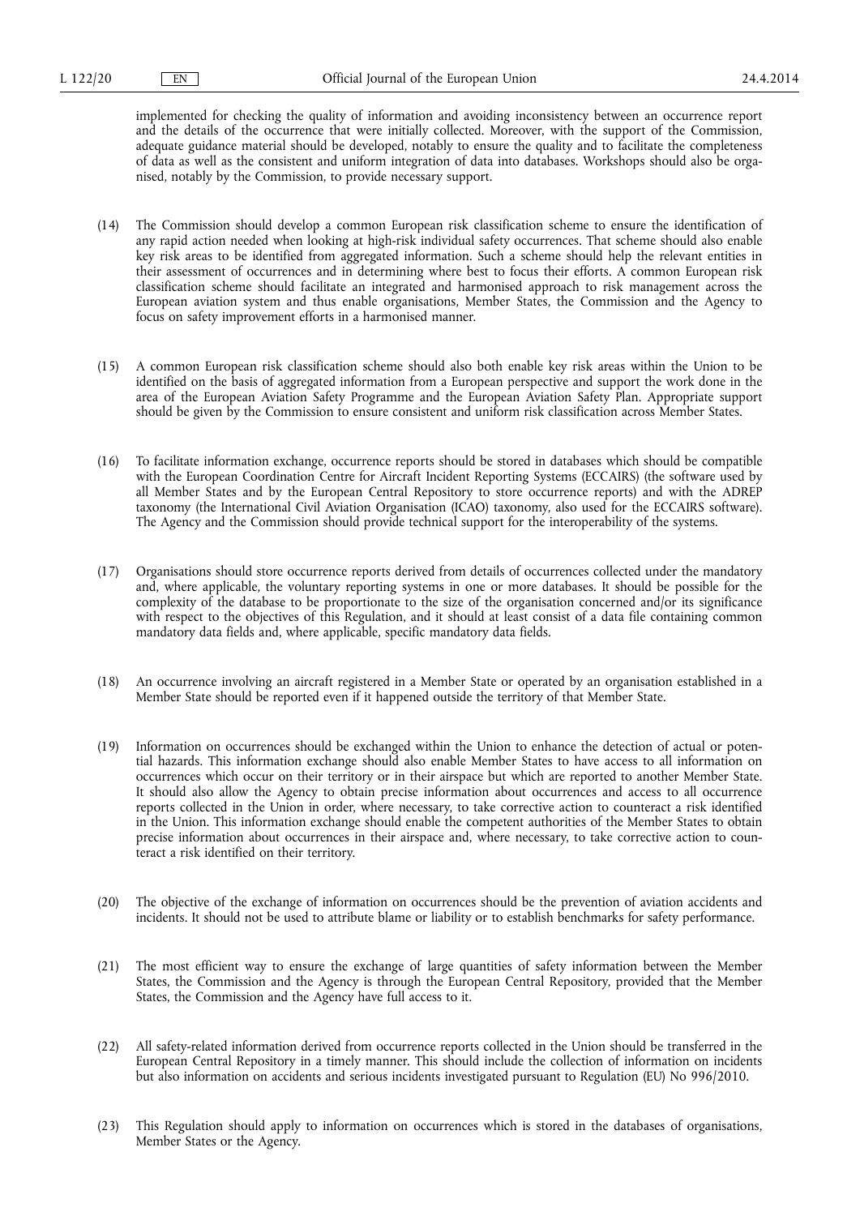implemented for checking the quality of information and avoiding inconsistency between an occurrence report and the details of the occurrence that were initially collected. Moreover, with the support of the Commission, adequate guidance material should be developed, notably to ensure the quality and to facilitate the completeness of data as well as the consistent and uniform integration of data into databases. Workshops should also be organised, notably by the Commission, to provide necessary support.

(14) The Commission should develop a common European risk classification scheme to ensure the identification of any rapid action needed when looking at high-risk individual safety occurrences. That scheme should also enable key risk areas to be identified from aggregated information. Such a scheme should help the relevant entities in their assessment of occurrences and in determining where best to focus their efforts. A common European risk classification scheme should facilitate an integrated and harmonised approach to risk management across the European aviation system and thus enable organisations, Member States, the Commission and the Agency to focus on safety improvement efforts in a harmonised manner.

(15) A common European risk classification scheme should also both enable key risk areas within the Union to be identified on the basis of aggregated information from a European perspective and support the work done in the area of the European Aviation Safety Programme and the European Aviation Safety Plan. Appropriate support should be given by the Commission to ensure consistent and uniform risk classification across Member States.

(16) To facilitate information exchange, occurrence reports should be stored in databases which should be compatible with the European Coordination Centre for Aircraft Incident Reporting Systems (ECCAIRS) (the software used by all Member States and by the European Central Repository to store occurrence reports) and with the ADREP taxonomy (the International Civil Aviation Organisation (ICAO) taxonomy, also used for the ECCAIRS software). The Agency and the Commission should provide technical support for the interoperability of the systems.

(17) Organisations should store occurrence reports derived from details of occurrences collected under the mandatory and, where applicable, the voluntary reporting systems in one or more databases. It should be possible for the complexity of the database to be proportionate to the size of the organisation concerned and/or its significance with respect to the objectives of this Regulation, and it should at least consist of a data file containing common mandatory data fields and, where applicable, specific mandatory data fields.

(18) An occurrence involving an aircraft registered in a Member State or operated by an organisation established in a Member State should be reported even if it happened outside the territory of that Member State.

(19) Information on occurrences should be exchanged within the Union to enhance the detection of actual or potential hazards. This information exchange should also enable Member States to have access to all information on occurrences which occur on their territory or in their airspace but which are reported to another Member State. It should also allow the Agency to obtain precise information about occurrences and access to all occurrence reports collected in the Union in order, where necessary, to take corrective action to counteract a risk identified in the Union. This information exchange should enable the competent authorities of the Member States to obtain precise information about occurrences in their airspace and, where necessary, to take corrective action to counteract a risk identified on their territory.

(20) The objective of the exchange of information on occurrences should be the prevention of aviation accidents and incidents. It should not be used to attribute blame or liability or to establish benchmarks for safety performance.

(21) The most efficient way to ensure the exchange of large quantities of safety information between the Member States, the Commission and the Agency is through the European Central Repository, provided that the Member States, the Commission and the Agency have full access to it.

(22) All safety-related information derived from occurrence reports collected in the Union should be transferred in the European Central Repository in a timely manner. This should include the collection of information on incidents but also information on accidents and serious incidents investigated pursuant to Regulation (EU) No 996/2010.

(23) This Regulation should apply to information on occurrences which is stored in the databases of organisations, Member States or the Agency.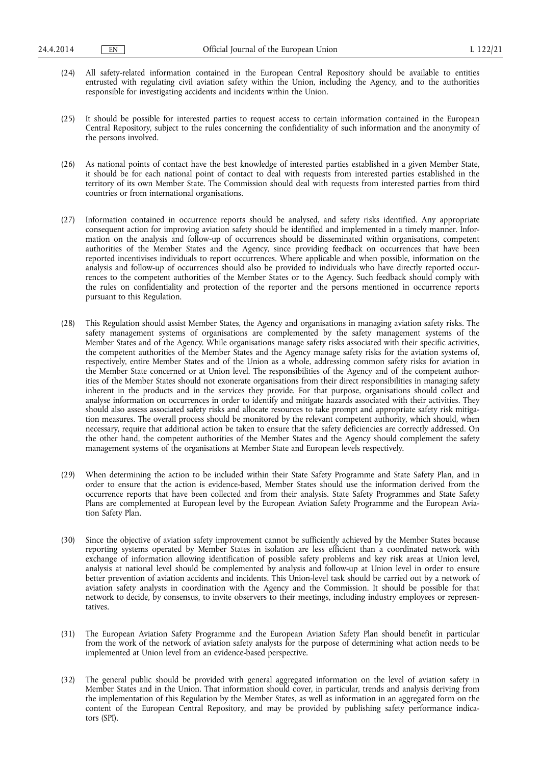(24) All safety-related information contained in the European Central Repository should be available to entities entrusted with regulating civil aviation safety within the Union, including the Agency, and to the authorities responsible for investigating accidents and incidents within the Union.

(25) It should be possible for interested parties to request access to certain information contained in the European Central Repository, subject to the rules concerning the confidentiality of such information and the anonymity of the persons involved.

(26) As national points of contact have the best knowledge of interested parties established in a given Member State, it should be for each national point of contact to deal with requests from interested parties established in the territory of its own Member State. The Commission should deal with requests from interested parties from third countries or from international organisations.

(27) Information contained in occurrence reports should be analysed, and safety risks identified. Any appropriate consequent action for improving aviation safety should be identified and implemented in a timely manner. Information on the analysis and follow-up of occurrences should be disseminated within organisations, competent authorities of the Member States and the Agency, since providing feedback on occurrences that have been reported incentivises individuals to report occurrences. Where applicable and when possible, information on the analysis and follow-up of occurrences should also be provided to individuals who have directly reported occurrences to the competent authorities of the Member States or to the Agency. Such feedback should comply with the rules on confidentiality and protection of the reporter and the persons mentioned in occurrence reports pursuant to this Regulation.

(28) This Regulation should assist Member States, the Agency and organisations in managing aviation safety risks. The safety management systems of organisations are complemented by the safety management systems of the Member States and of the Agency. While organisations manage safety risks associated with their specific activities, the competent authorities of the Member States and the Agency manage safety risks for the aviation systems of, respectively, entire Member States and of the Union as a whole, addressing common safety risks for aviation in the Member State concerned or at Union level. The responsibilities of the Agency and of the competent authorities of the Member States should not exonerate organisations from their direct responsibilities in managing safety inherent in the products and in the services they provide. For that purpose, organisations should collect and analyse information on occurrences in order to identify and mitigate hazards associated with their activities. They should also assess associated safety risks and allocate resources to take prompt and appropriate safety risk mitigation measures. The overall process should be monitored by the relevant competent authority, which should, when necessary, require that additional action be taken to ensure that the safety deficiencies are correctly addressed. On the other hand, the competent authorities of the Member States and the Agency should complement the safety management systems of the organisations at Member State and European levels respectively.

(29) When determining the action to be included within their State Safety Programme and State Safety Plan, and in order to ensure that the action is evidence-based, Member States should use the information derived from the occurrence reports that have been collected and from their analysis. State Safety Programmes and State Safety Plans are complemented at European level by the European Aviation Safety Programme and the European Aviation Safety Plan.

(30) Since the objective of aviation safety improvement cannot be sufficiently achieved by the Member States because reporting systems operated by Member States in isolation are less efficient than a coordinated network with exchange of information allowing identification of possible safety problems and key risk areas at Union level, analysis at national level should be complemented by analysis and follow-up at Union level in order to ensure better prevention of aviation accidents and incidents. This Union-level task should be carried out by a network of aviation safety analysts in coordination with the Agency and the Commission. It should be possible for that network to decide, by consensus, to invite observers to their meetings, including industry employees or representatives.

(31) The European Aviation Safety Programme and the European Aviation Safety Plan should benefit in particular from the work of the network of aviation safety analysts for the purpose of determining what action needs to be implemented at Union level from an evidence-based perspective.

(32) The general public should be provided with general aggregated information on the level of aviation safety in Member States and in the Union. That information should cover, in particular, trends and analysis deriving from the implementation of this Regulation by the Member States, as well as information in an aggregated form on the content of the European Central Repository, and may be provided by publishing safety performance indicators (SPI).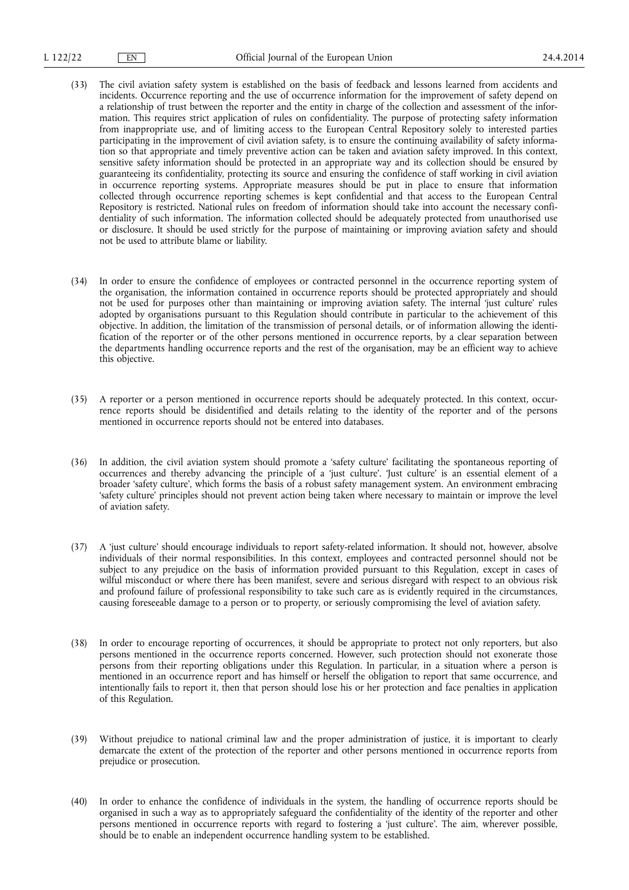(33) The civil aviation safety system is established on the basis of feedback and lessons learned from accidents and incidents. Occurrence reporting and the use of occurrence information for the improvement of safety depend on a relationship of trust between the reporter and the entity in charge of the collection and assessment of the information. This requires strict application of rules on confidentiality. The purpose of protecting safety information from inappropriate use, and of limiting access to the European Central Repository solely to interested parties participating in the improvement of civil aviation safety, is to ensure the continuing availability of safety information so that appropriate and timely preventive action can be taken and aviation safety improved. In this context, sensitive safety information should be protected in an appropriate way and its collection should be ensured by guaranteeing its confidentiality, protecting its source and ensuring the confidence of staff working in civil aviation in occurrence reporting systems. Appropriate measures should be put in place to ensure that information collected through occurrence reporting schemes is kept confidential and that access to the European Central Repository is restricted. National rules on freedom of information should take into account the necessary confidentiality of such information. The information collected should be adequately protected from unauthorised use or disclosure. It should be used strictly for the purpose of maintaining or improving aviation safety and should not be used to attribute blame or liability.

(34) In order to ensure the confidence of employees or contracted personnel in the occurrence reporting system of the organisation, the information contained in occurrence reports should be protected appropriately and should not be used for purposes other than maintaining or improving aviation safety. The internal 'just culture' rules adopted by organisations pursuant to this Regulation should contribute in particular to the achievement of this objective. In addition, the limitation of the transmission of personal details, or of information allowing the identification of the reporter or of the other persons mentioned in occurrence reports, by a clear separation between the departments handling occurrence reports and the rest of the organisation, may be an efficient way to achieve this objective.

(35) A reporter or a person mentioned in occurrence reports should be adequately protected. In this context, occurrence reports should be disidentified and details relating to the identity of the reporter and of the persons mentioned in occurrence reports should not be entered into databases.

(36) In addition, the civil aviation system should promote a 'safety culture' facilitating the spontaneous reporting of occurrences and thereby advancing the principle of a 'just culture'. 'Just culture' is an essential element of a broader 'safety culture', which forms the basis of a robust safety management system. An environment embracing 'safety culture' principles should not prevent action being taken where necessary to maintain or improve the level of aviation safety.

(37) A 'just culture' should encourage individuals to report safety-related information. It should not, however, absolve individuals of their normal responsibilities. In this context, employees and contracted personnel should not be subject to any prejudice on the basis of information provided pursuant to this Regulation, except in cases of wilful misconduct or where there has been manifest, severe and serious disregard with respect to an obvious risk and profound failure of professional responsibility to take such care as is evidently required in the circumstances, causing foreseeable damage to a person or to property, or seriously compromising the level of aviation safety.

(38) In order to encourage reporting of occurrences, it should be appropriate to protect not only reporters, but also persons mentioned in the occurrence reports concerned. However, such protection should not exonerate those persons from their reporting obligations under this Regulation. In particular, in a situation where a person is mentioned in an occurrence report and has himself or herself the obligation to report that same occurrence, and intentionally fails to report it, then that person should lose his or her protection and face penalties in application of this Regulation.

(39) Without prejudice to national criminal law and the proper administration of justice, it is important to clearly demarcate the extent of the protection of the reporter and other persons mentioned in occurrence reports from prejudice or prosecution.

(40) In order to enhance the confidence of individuals in the system, the handling of occurrence reports should be organised in such a way as to appropriately safeguard the confidentiality of the identity of the reporter and other persons mentioned in occurrence reports with regard to fostering a 'just culture'. The aim, wherever possible, should be to enable an independent occurrence handling system to be established.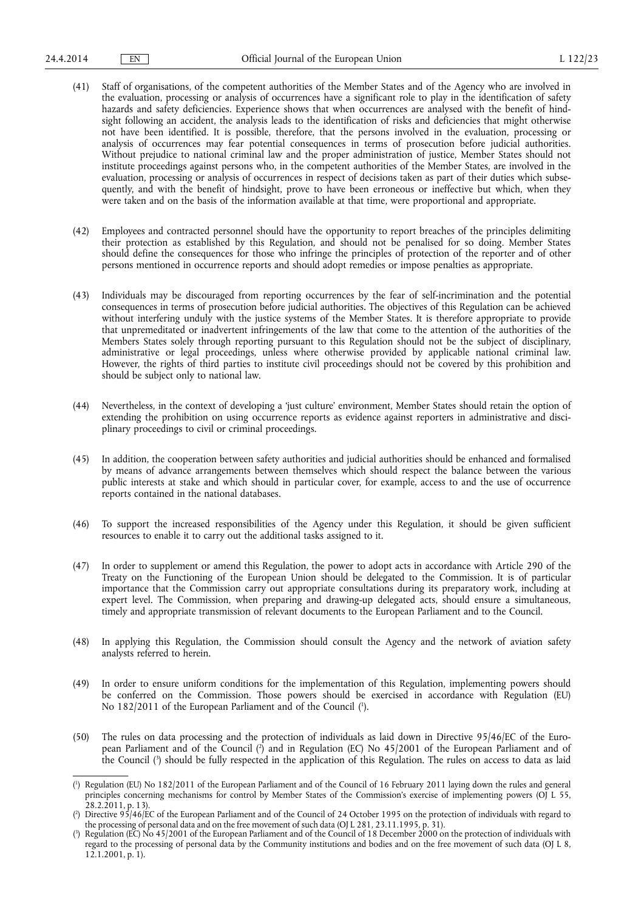(41) Staff of organisations, of the competent authorities of the Member States and of the Agency who are involved in the evaluation, processing or analysis of occurrences have a significant role to play in the identification of safety hazards and safety deficiencies. Experience shows that when occurrences are analysed with the benefit of hindsight following an accident, the analysis leads to the identification of risks and deficiencies that might otherwise not have been identified. It is possible, therefore, that the persons involved in the evaluation, processing or analysis of occurrences may fear potential consequences in terms of prosecution before judicial authorities. Without prejudice to national criminal law and the proper administration of justice, Member States should not institute proceedings against persons who, in the competent authorities of the Member States, are involved in the evaluation, processing or analysis of occurrences in respect of decisions taken as part of their duties which subsequently, and with the benefit of hindsight, prove to have been erroneous or ineffective but which, when they were taken and on the basis of the information available at that time, were proportional and appropriate.

(42) Employees and contracted personnel should have the opportunity to report breaches of the principles delimiting their protection as established by this Regulation, and should not be penalised for so doing. Member States should define the consequences for those who infringe the principles of protection of the reporter and of other persons mentioned in occurrence reports and should adopt remedies or impose penalties as appropriate.

(43) Individuals may be discouraged from reporting occurrences by the fear of self-incrimination and the potential consequences in terms of prosecution before judicial authorities. The objectives of this Regulation can be achieved without interfering unduly with the justice systems of the Member States. It is therefore appropriate to provide that unpremeditated or inadvertent infringements of the law that come to the attention of the authorities of the Members States solely through reporting pursuant to this Regulation should not be the subject of disciplinary, administrative or legal proceedings, unless where otherwise provided by applicable national criminal law. However, the rights of third parties to institute civil proceedings should not be covered by this prohibition and should be subject only to national law.

(44) Nevertheless, in the context of developing a 'just culture' environment, Member States should retain the option of extending the prohibition on using occurrence reports as evidence against reporters in administrative and disciplinary proceedings to civil or criminal proceedings.

(45) In addition, the cooperation between safety authorities and judicial authorities should be enhanced and formalised by means of advance arrangements between themselves which should respect the balance between the various public interests at stake and which should in particular cover, for example, access to and the use of occurrence reports contained in the national databases.

(46) To support the increased responsibilities of the Agency under this Regulation, it should be given sufficient resources to enable it to carry out the additional tasks assigned to it.

(47) In order to supplement or amend this Regulation, the power to adopt acts in accordance with Article 290 of the Treaty on the Functioning of the European Union should be delegated to the Commission. It is of particular importance that the Commission carry out appropriate consultations during its preparatory work, including at expert level. The Commission, when preparing and drawing-up delegated acts, should ensure a simultaneous, timely and appropriate transmission of relevant documents to the European Parliament and to the Council.

(48) In applying this Regulation, the Commission should consult the Agency and the network of aviation safety analysts referred to herein.

(49) In order to ensure uniform conditions for the implementation of this Regulation, implementing powers should be conferred on the Commission. Those powers should be exercised in accordance with Regulation (EU) No 182/2011 of the European Parliament and of the Council [1].

(50) The rules on data processing and the protection of individuals as laid down in Directive 95/46/EC of the European Parliament and of the Council [2] and in Regulation (EC) No 45/2001 of the European Parliament and of the Council [3] should be fully respected in the application of this Regulation. The rules on access to data as laid

---

[1] Regulation (EU) No 182/2011 of the European Parliament and of the Council of 16 February 2011 laying down the rules and general principles concerning mechanisms for control by Member States of the Commission's exercise of implementing powers (OJ L 55, 28.2.2011, p. 13).

[2] Directive 95/46/EC of the European Parliament and of the Council of 24 October 1995 on the protection of individuals with regard to the processing of personal data and on the free movement of such data (OJ L 281, 23.11.1995, p. 31).

[3] Regulation (EC) No 45/2001 of the European Parliament and of the Council of 18 December 2000 on the protection of individuals with regard to the processing of personal data by the Community institutions and bodies and on the free movement of such data (OJ L 8, 12.1.2001, p. 1).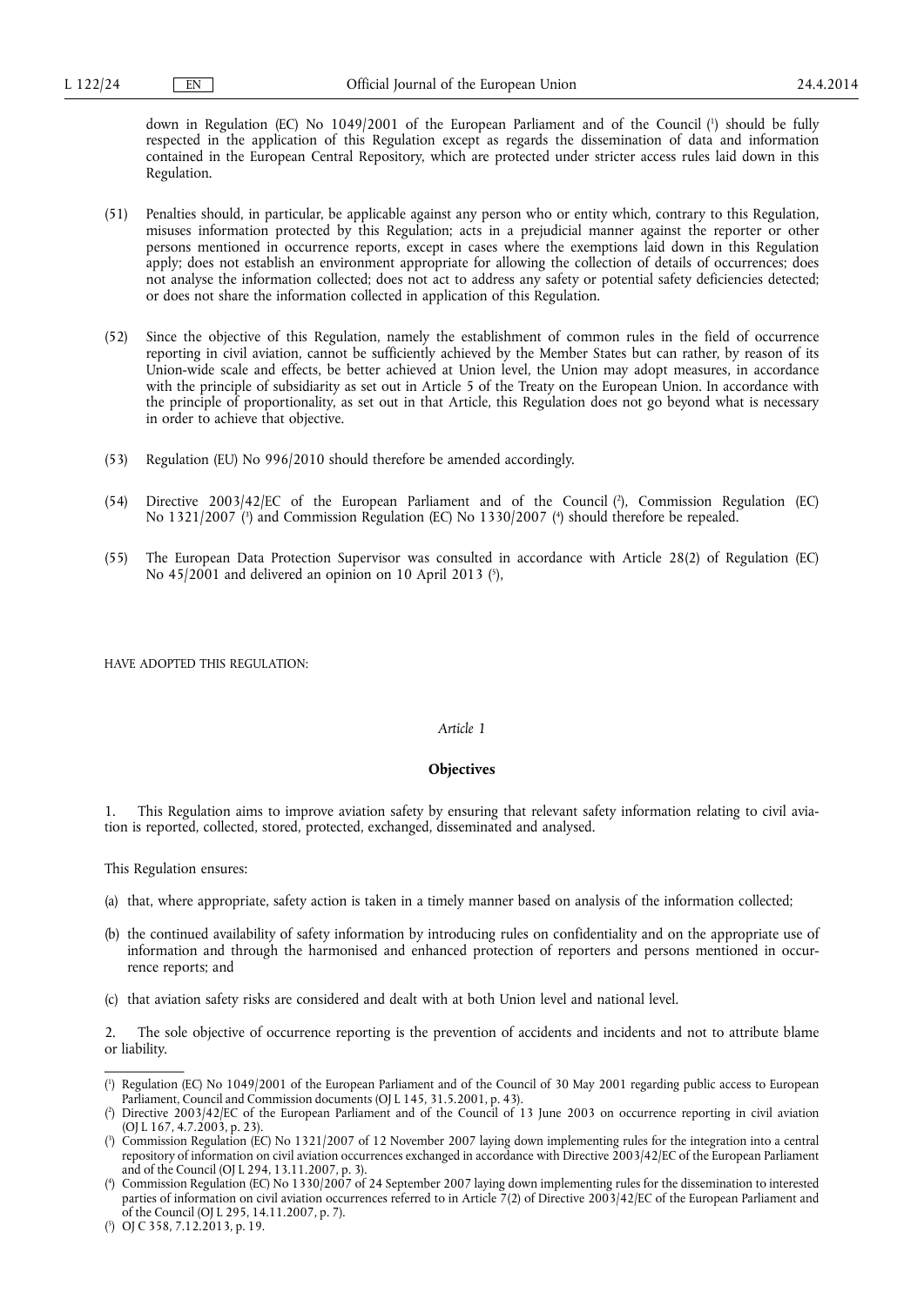down in Regulation (EC) No 1049/2001 of the European Parliament and of the Council [1] should be fully respected in the application of this Regulation except as regards the dissemination of data and information contained in the European Central Repository, which are protected under stricter access rules laid down in this Regulation.

(51) Penalties should, in particular, be applicable against any person who or entity which, contrary to this Regulation, misuses information protected by this Regulation; acts in a prejudicial manner against the reporter or other persons mentioned in occurrence reports, except in cases where the exemptions laid down in this Regulation apply; does not establish an environment appropriate for allowing the collection of details of occurrences; does not analyse the information collected; does not act to address any safety or potential safety deficiencies detected; or does not share the information collected in application of this Regulation.

(52) Since the objective of this Regulation, namely the establishment of common rules in the field of occurrence reporting in civil aviation, cannot be sufficiently achieved by the Member States but can rather, by reason of its Union-wide scale and effects, be better achieved at Union level, the Union may adopt measures, in accordance with the principle of subsidiarity as set out in Article 5 of the Treaty on the European Union. In accordance with the principle of proportionality, as set out in that Article, this Regulation does not go beyond what is necessary in order to achieve that objective.

(53) Regulation (EU) No 996/2010 should therefore be amended accordingly.

(54) Directive 2003/42/EC of the European Parliament and of the Council [2], Commission Regulation (EC) No 1321/2007 [3] and Commission Regulation (EC) No 1330/2007 [4] should therefore be repealed.

(55) The European Data Protection Supervisor was consulted in accordance with Article 28(2) of Regulation (EC) No 45/2001 and delivered an opinion on 10 April 2013 [5],

HAVE ADOPTED THIS REGULATION:

*Article 1*

**Objectives**

1. This Regulation aims to improve aviation safety by ensuring that relevant safety information relating to civil aviation is reported, collected, stored, protected, exchanged, disseminated and analysed.

This Regulation ensures:

(a) that, where appropriate, safety action is taken in a timely manner based on analysis of the information collected;

(b) the continued availability of safety information by introducing rules on confidentiality and on the appropriate use of information and through the harmonised and enhanced protection of reporters and persons mentioned in occurrence reports; and

(c) that aviation safety risks are considered and dealt with at both Union level and national level.

2. The sole objective of occurrence reporting is the prevention of accidents and incidents and not to attribute blame or liability.

---

[1] Regulation (EC) No 1049/2001 of the European Parliament and of the Council of 30 May 2001 regarding public access to European Parliament, Council and Commission documents (OJ L 145, 31.5.2001, p. 43).

[2] Directive 2003/42/EC of the European Parliament and of the Council of 13 June 2003 on occurrence reporting in civil aviation (OJ L 167, 4.7.2003, p. 23).

[3] Commission Regulation (EC) No 1321/2007 of 12 November 2007 laying down implementing rules for the integration into a central repository of information on civil aviation occurrences exchanged in accordance with Directive 2003/42/EC of the European Parliament and of the Council (OJ L 294, 13.11.2007, p. 3).

[4] Commission Regulation (EC) No 1330/2007 of 24 September 2007 laying down implementing rules for the dissemination to interested parties of information on civil aviation occurrences referred to in Article 7(2) of Directive 2003/42/EC of the European Parliament and of the Council (OJ L 295, 14.11.2007, p. 7).

[5] OJ C 358, 7.12.2013, p. 19.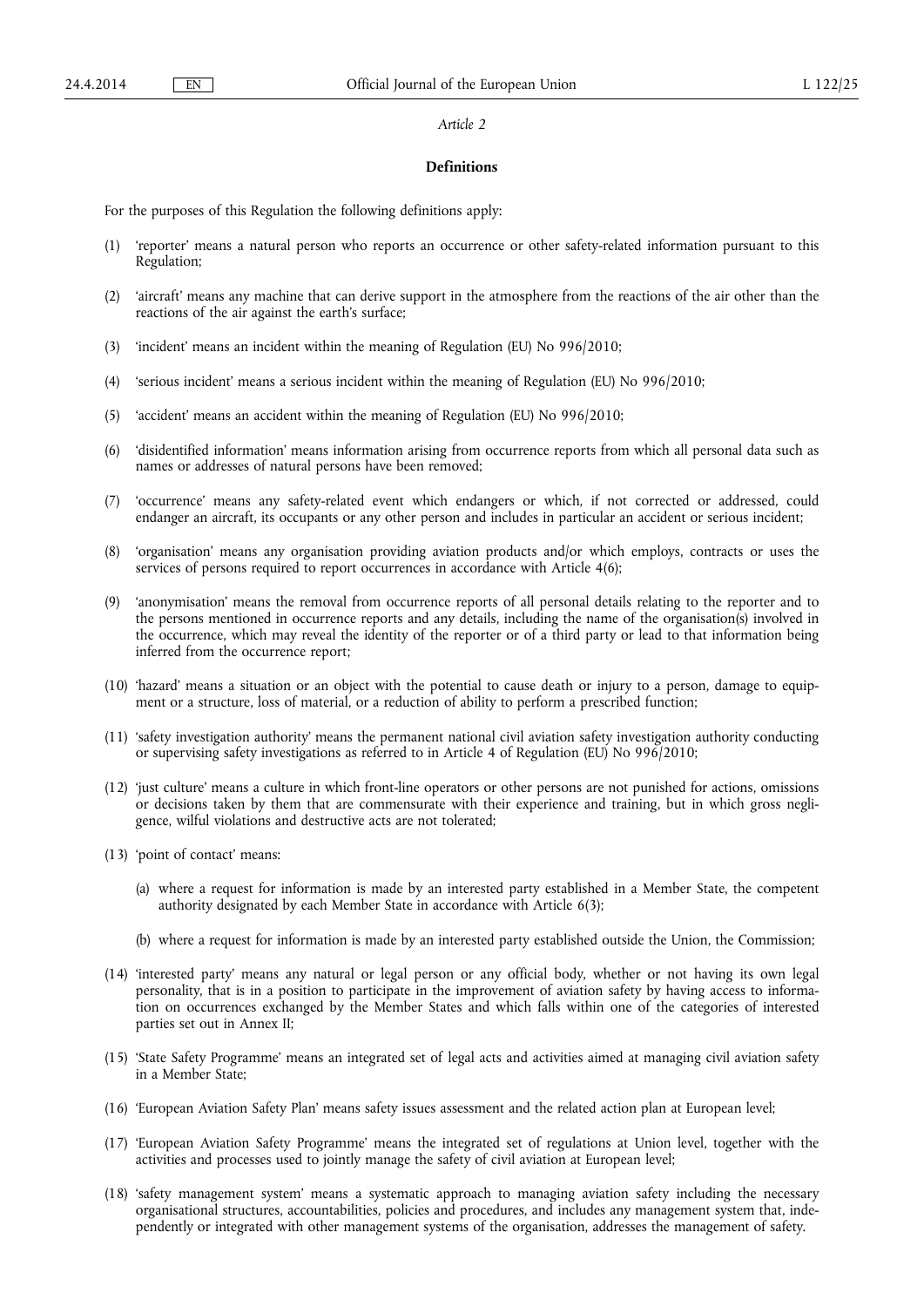*Article 2*

**Definitions**

For the purposes of this Regulation the following definitions apply:

(1) 'reporter' means a natural person who reports an occurrence or other safety-related information pursuant to this Regulation;

(2) 'aircraft' means any machine that can derive support in the atmosphere from the reactions of the air other than the reactions of the air against the earth's surface;

(3) 'incident' means an incident within the meaning of Regulation (EU) No 996/2010;

(4) 'serious incident' means a serious incident within the meaning of Regulation (EU) No 996/2010;

(5) 'accident' means an accident within the meaning of Regulation (EU) No 996/2010;

(6) 'disidentified information' means information arising from occurrence reports from which all personal data such as names or addresses of natural persons have been removed;

(7) 'occurrence' means any safety-related event which endangers or which, if not corrected or addressed, could endanger an aircraft, its occupants or any other person and includes in particular an accident or serious incident;

(8) 'organisation' means any organisation providing aviation products and/or which employs, contracts or uses the services of persons required to report occurrences in accordance with Article 4(6);

(9) 'anonymisation' means the removal from occurrence reports of all personal details relating to the reporter and to the persons mentioned in occurrence reports and any details, including the name of the organisation(s) involved in the occurrence, which may reveal the identity of the reporter or of a third party or lead to that information being inferred from the occurrence report;

(10) 'hazard' means a situation or an object with the potential to cause death or injury to a person, damage to equipment or a structure, loss of material, or a reduction of ability to perform a prescribed function;

(11) 'safety investigation authority' means the permanent national civil aviation safety investigation authority conducting or supervising safety investigations as referred to in Article 4 of Regulation (EU) No 996/2010;

(12) 'just culture' means a culture in which front-line operators or other persons are not punished for actions, omissions or decisions taken by them that are commensurate with their experience and training, but in which gross negligence, wilful violations and destructive acts are not tolerated;

(13) 'point of contact' means:

(a) where a request for information is made by an interested party established in a Member State, the competent authority designated by each Member State in accordance with Article 6(3);

(b) where a request for information is made by an interested party established outside the Union, the Commission;

(14) 'interested party' means any natural or legal person or any official body, whether or not having its own legal personality, that is in a position to participate in the improvement of aviation safety by having access to information on occurrences exchanged by the Member States and which falls within one of the categories of interested parties set out in Annex II;

(15) 'State Safety Programme' means an integrated set of legal acts and activities aimed at managing civil aviation safety in a Member State;

(16) 'European Aviation Safety Plan' means safety issues assessment and the related action plan at European level;

(17) 'European Aviation Safety Programme' means the integrated set of regulations at Union level, together with the activities and processes used to jointly manage the safety of civil aviation at European level;

(18) 'safety management system' means a systematic approach to managing aviation safety including the necessary organisational structures, accountabilities, policies and procedures, and includes any management system that, independently or integrated with other management systems of the organisation, addresses the management of safety.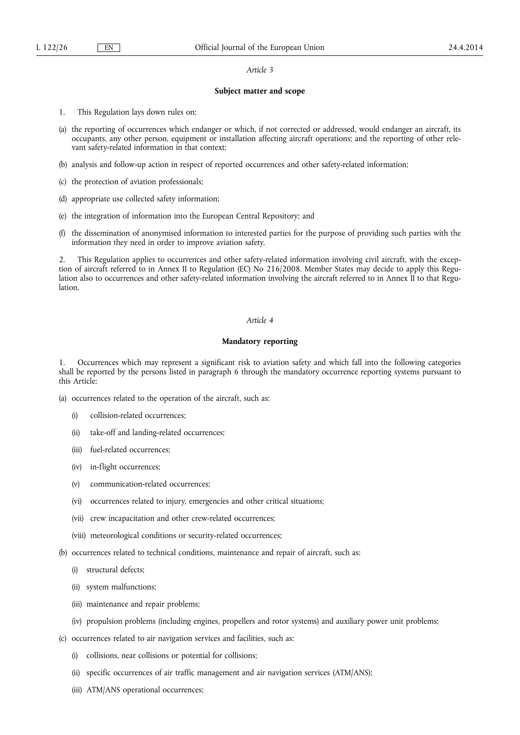*Article 3*

**Subject matter and scope**

1. This Regulation lays down rules on:

(a) the reporting of occurrences which endanger or which, if not corrected or addressed, would endanger an aircraft, its occupants, any other person, equipment or installation affecting aircraft operations; and the reporting of other relevant safety-related information in that context;

(b) analysis and follow-up action in respect of reported occurrences and other safety-related information;

(c) the protection of aviation professionals;

(d) appropriate use collected safety information;

(e) the integration of information into the European Central Repository; and

(f) the dissemination of anonymised information to interested parties for the purpose of providing such parties with the information they need in order to improve aviation safety.

2. This Regulation applies to occurrences and other safety-related information involving civil aircraft, with the exception of aircraft referred to in Annex II to Regulation (EC) No 216/2008. Member States may decide to apply this Regulation also to occurrences and other safety-related information involving the aircraft referred to in Annex II to that Regulation.

*Article 4*

**Mandatory reporting**

1. Occurrences which may represent a significant risk to aviation safety and which fall into the following categories shall be reported by the persons listed in paragraph 6 through the mandatory occurrence reporting systems pursuant to this Article:

(a) occurrences related to the operation of the aircraft, such as:

- (i) collision-related occurrences;
- (ii) take-off and landing-related occurrences;
- (iii) fuel-related occurrences;
- (iv) in-flight occurrences;
- (v) communication-related occurrences;
- (vi) occurrences related to injury, emergencies and other critical situations;
- (vii) crew incapacitation and other crew-related occurrences;
- (viii) meteorological conditions or security-related occurrences;

(b) occurrences related to technical conditions, maintenance and repair of aircraft, such as:

- (i) structural defects;
- (ii) system malfunctions;
- (iii) maintenance and repair problems;
- (iv) propulsion problems (including engines, propellers and rotor systems) and auxiliary power unit problems;

(c) occurrences related to air navigation services and facilities, such as:

- (i) collisions, near collisions or potential for collisions;
- (ii) specific occurrences of air traffic management and air navigation services (ATM/ANS);
- (iii) ATM/ANS operational occurrences;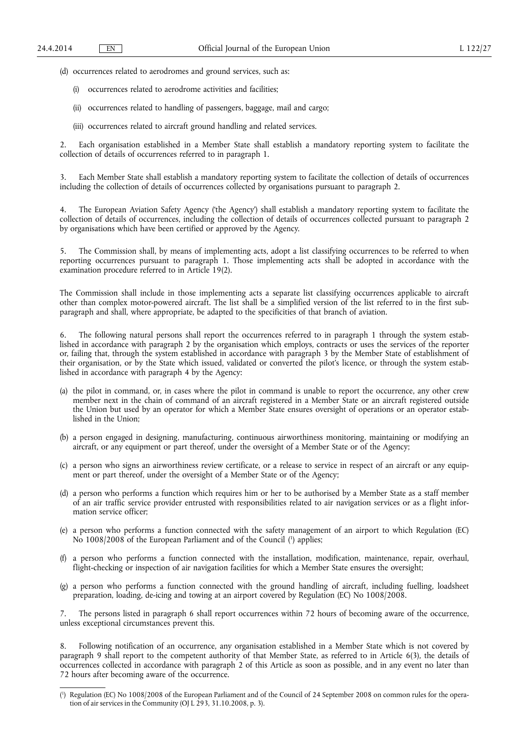(d) occurrences related to aerodromes and ground services, such as:

(i) occurrences related to aerodrome activities and facilities;

(ii) occurrences related to handling of passengers, baggage, mail and cargo;

(iii) occurrences related to aircraft ground handling and related services.

2. Each organisation established in a Member State shall establish a mandatory reporting system to facilitate the collection of details of occurrences referred to in paragraph 1.

3. Each Member State shall establish a mandatory reporting system to facilitate the collection of details of occurrences including the collection of details of occurrences collected by organisations pursuant to paragraph 2.

4. The European Aviation Safety Agency ('the Agency') shall establish a mandatory reporting system to facilitate the collection of details of occurrences, including the collection of details of occurrences collected pursuant to paragraph 2 by organisations which have been certified or approved by the Agency.

5. The Commission shall, by means of implementing acts, adopt a list classifying occurrences to be referred to when reporting occurrences pursuant to paragraph 1. Those implementing acts shall be adopted in accordance with the examination procedure referred to in Article 19(2).

The Commission shall include in those implementing acts a separate list classifying occurrences applicable to aircraft other than complex motor-powered aircraft. The list shall be a simplified version of the list referred to in the first subparagraph and shall, where appropriate, be adapted to the specificities of that branch of aviation.

6. The following natural persons shall report the occurrences referred to in paragraph 1 through the system established in accordance with paragraph 2 by the organisation which employs, contracts or uses the services of the reporter or, failing that, through the system established in accordance with paragraph 3 by the Member State of establishment of their organisation, or by the State which issued, validated or converted the pilot's licence, or through the system established in accordance with paragraph 4 by the Agency:

(a) the pilot in command, or, in cases where the pilot in command is unable to report the occurrence, any other crew member next in the chain of command of an aircraft registered in a Member State or an aircraft registered outside the Union but used by an operator for which a Member State ensures oversight of operations or an operator established in the Union;

(b) a person engaged in designing, manufacturing, continuous airworthiness monitoring, maintaining or modifying an aircraft, or any equipment or part thereof, under the oversight of a Member State or of the Agency;

(c) a person who signs an airworthiness review certificate, or a release to service in respect of an aircraft or any equipment or part thereof, under the oversight of a Member State or of the Agency;

(d) a person who performs a function which requires him or her to be authorised by a Member State as a staff member of an air traffic service provider entrusted with responsibilities related to air navigation services or as a flight information service officer;

(e) a person who performs a function connected with the safety management of an airport to which Regulation (EC) No 1008/2008 of the European Parliament and of the Council [1] applies;

(f) a person who performs a function connected with the installation, modification, maintenance, repair, overhaul, flight-checking or inspection of air navigation facilities for which a Member State ensures the oversight;

(g) a person who performs a function connected with the ground handling of aircraft, including fuelling, loadsheet preparation, loading, de-icing and towing at an airport covered by Regulation (EC) No 1008/2008.

7. The persons listed in paragraph 6 shall report occurrences within 72 hours of becoming aware of the occurrence, unless exceptional circumstances prevent this.

8. Following notification of an occurrence, any organisation established in a Member State which is not covered by paragraph 9 shall report to the competent authority of that Member State, as referred to in Article 6(3), the details of occurrences collected in accordance with paragraph 2 of this Article as soon as possible, and in any event no later than 72 hours after becoming aware of the occurrence.

---

[1] Regulation (EC) No 1008/2008 of the European Parliament and of the Council of 24 September 2008 on common rules for the operation of air services in the Community (OJ L 293, 31.10.2008, p. 3).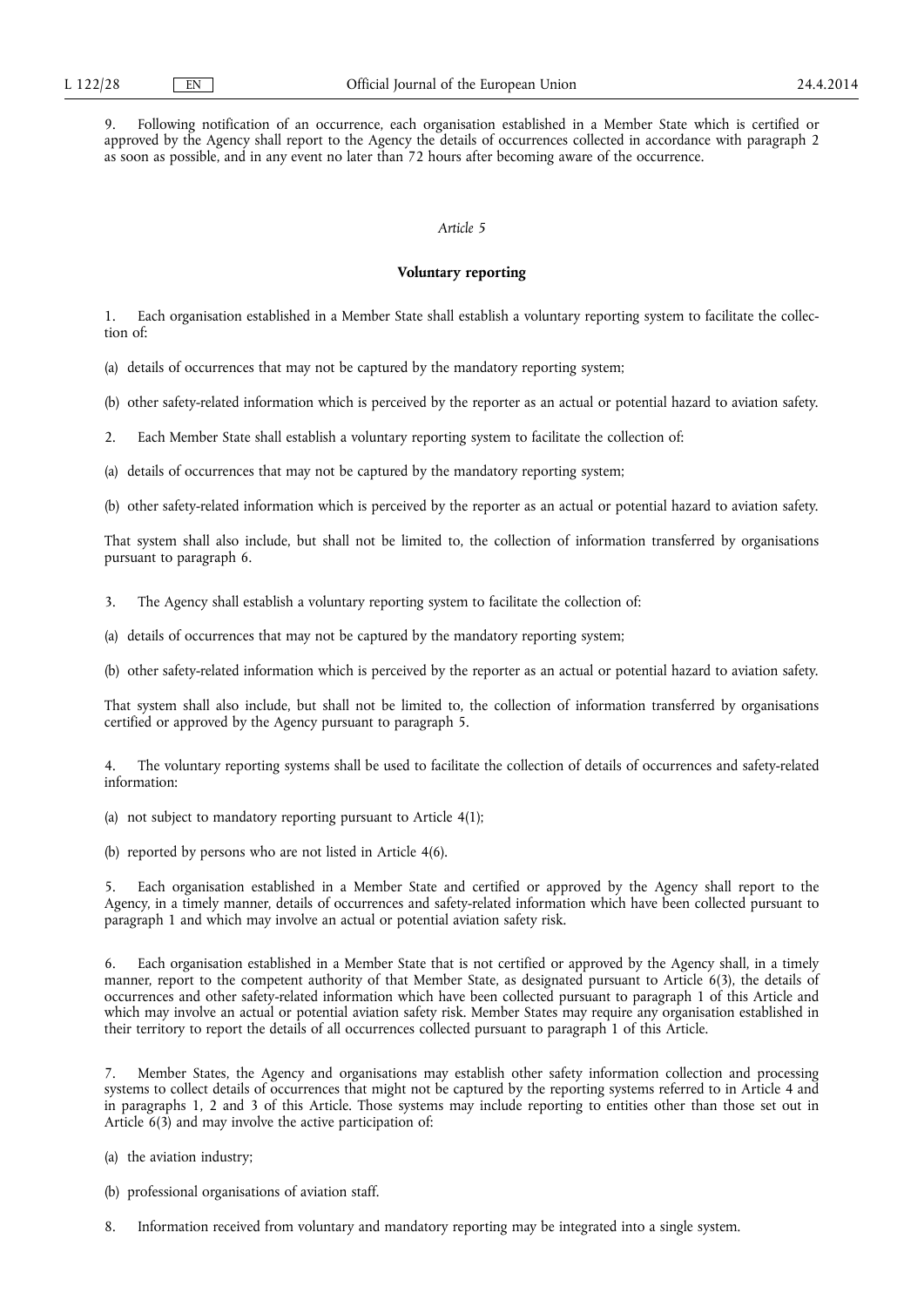9. Following notification of an occurrence, each organisation established in a Member State which is certified or approved by the Agency shall report to the Agency the details of occurrences collected in accordance with paragraph 2 as soon as possible, and in any event no later than 72 hours after becoming aware of the occurrence.

*Article 5*

**Voluntary reporting**

1. Each organisation established in a Member State shall establish a voluntary reporting system to facilitate the collection of:

(a) details of occurrences that may not be captured by the mandatory reporting system;

(b) other safety-related information which is perceived by the reporter as an actual or potential hazard to aviation safety.

2. Each Member State shall establish a voluntary reporting system to facilitate the collection of:

(a) details of occurrences that may not be captured by the mandatory reporting system;

(b) other safety-related information which is perceived by the reporter as an actual or potential hazard to aviation safety.

That system shall also include, but shall not be limited to, the collection of information transferred by organisations pursuant to paragraph 6.

3. The Agency shall establish a voluntary reporting system to facilitate the collection of:

(a) details of occurrences that may not be captured by the mandatory reporting system;

(b) other safety-related information which is perceived by the reporter as an actual or potential hazard to aviation safety.

That system shall also include, but shall not be limited to, the collection of information transferred by organisations certified or approved by the Agency pursuant to paragraph 5.

4. The voluntary reporting systems shall be used to facilitate the collection of details of occurrences and safety-related information:

(a) not subject to mandatory reporting pursuant to Article 4(1);

(b) reported by persons who are not listed in Article 4(6).

5. Each organisation established in a Member State and certified or approved by the Agency shall report to the Agency, in a timely manner, details of occurrences and safety-related information which have been collected pursuant to paragraph 1 and which may involve an actual or potential aviation safety risk.

6. Each organisation established in a Member State that is not certified or approved by the Agency shall, in a timely manner, report to the competent authority of that Member State, as designated pursuant to Article 6(3), the details of occurrences and other safety-related information which have been collected pursuant to paragraph 1 of this Article and which may involve an actual or potential aviation safety risk. Member States may require any organisation established in their territory to report the details of all occurrences collected pursuant to paragraph 1 of this Article.

7. Member States, the Agency and organisations may establish other safety information collection and processing systems to collect details of occurrences that might not be captured by the reporting systems referred to in Article 4 and in paragraphs 1, 2 and 3 of this Article. Those systems may include reporting to entities other than those set out in Article 6(3) and may involve the active participation of:

(a) the aviation industry;

(b) professional organisations of aviation staff.

8. Information received from voluntary and mandatory reporting may be integrated into a single system.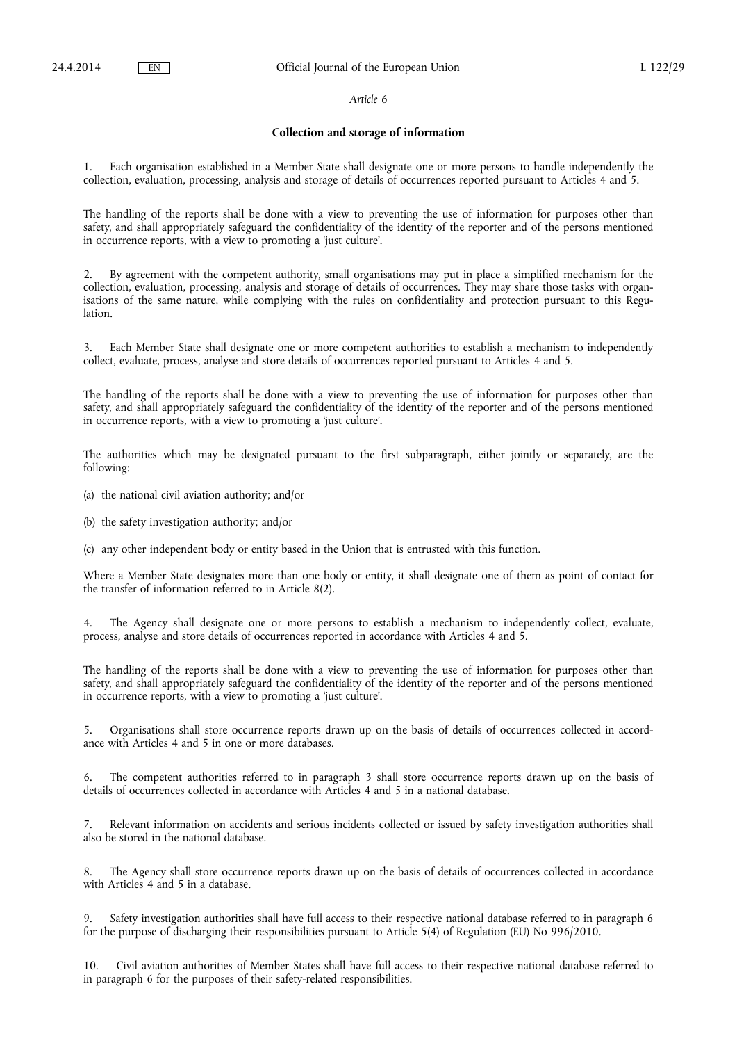*Article 6*

**Collection and storage of information**

1. Each organisation established in a Member State shall designate one or more persons to handle independently the collection, evaluation, processing, analysis and storage of details of occurrences reported pursuant to Articles 4 and 5.

The handling of the reports shall be done with a view to preventing the use of information for purposes other than safety, and shall appropriately safeguard the confidentiality of the identity of the reporter and of the persons mentioned in occurrence reports, with a view to promoting a 'just culture'.

2. By agreement with the competent authority, small organisations may put in place a simplified mechanism for the collection, evaluation, processing, analysis and storage of details of occurrences. They may share those tasks with organisations of the same nature, while complying with the rules on confidentiality and protection pursuant to this Regulation.

3. Each Member State shall designate one or more competent authorities to establish a mechanism to independently collect, evaluate, process, analyse and store details of occurrences reported pursuant to Articles 4 and 5.

The handling of the reports shall be done with a view to preventing the use of information for purposes other than safety, and shall appropriately safeguard the confidentiality of the identity of the reporter and of the persons mentioned in occurrence reports, with a view to promoting a 'just culture'.

The authorities which may be designated pursuant to the first subparagraph, either jointly or separately, are the following:

(a) the national civil aviation authority; and/or

(b) the safety investigation authority; and/or

(c) any other independent body or entity based in the Union that is entrusted with this function.

Where a Member State designates more than one body or entity, it shall designate one of them as point of contact for the transfer of information referred to in Article 8(2).

4. The Agency shall designate one or more persons to establish a mechanism to independently collect, evaluate, process, analyse and store details of occurrences reported in accordance with Articles 4 and 5.

The handling of the reports shall be done with a view to preventing the use of information for purposes other than safety, and shall appropriately safeguard the confidentiality of the identity of the reporter and of the persons mentioned in occurrence reports, with a view to promoting a 'just culture'.

5. Organisations shall store occurrence reports drawn up on the basis of details of occurrences collected in accordance with Articles 4 and 5 in one or more databases.

6. The competent authorities referred to in paragraph 3 shall store occurrence reports drawn up on the basis of details of occurrences collected in accordance with Articles 4 and 5 in a national database.

7. Relevant information on accidents and serious incidents collected or issued by safety investigation authorities shall also be stored in the national database.

8. The Agency shall store occurrence reports drawn up on the basis of details of occurrences collected in accordance with Articles 4 and 5 in a database.

9. Safety investigation authorities shall have full access to their respective national database referred to in paragraph 6 for the purpose of discharging their responsibilities pursuant to Article 5(4) of Regulation (EU) No 996/2010.

10. Civil aviation authorities of Member States shall have full access to their respective national database referred to in paragraph 6 for the purposes of their safety-related responsibilities.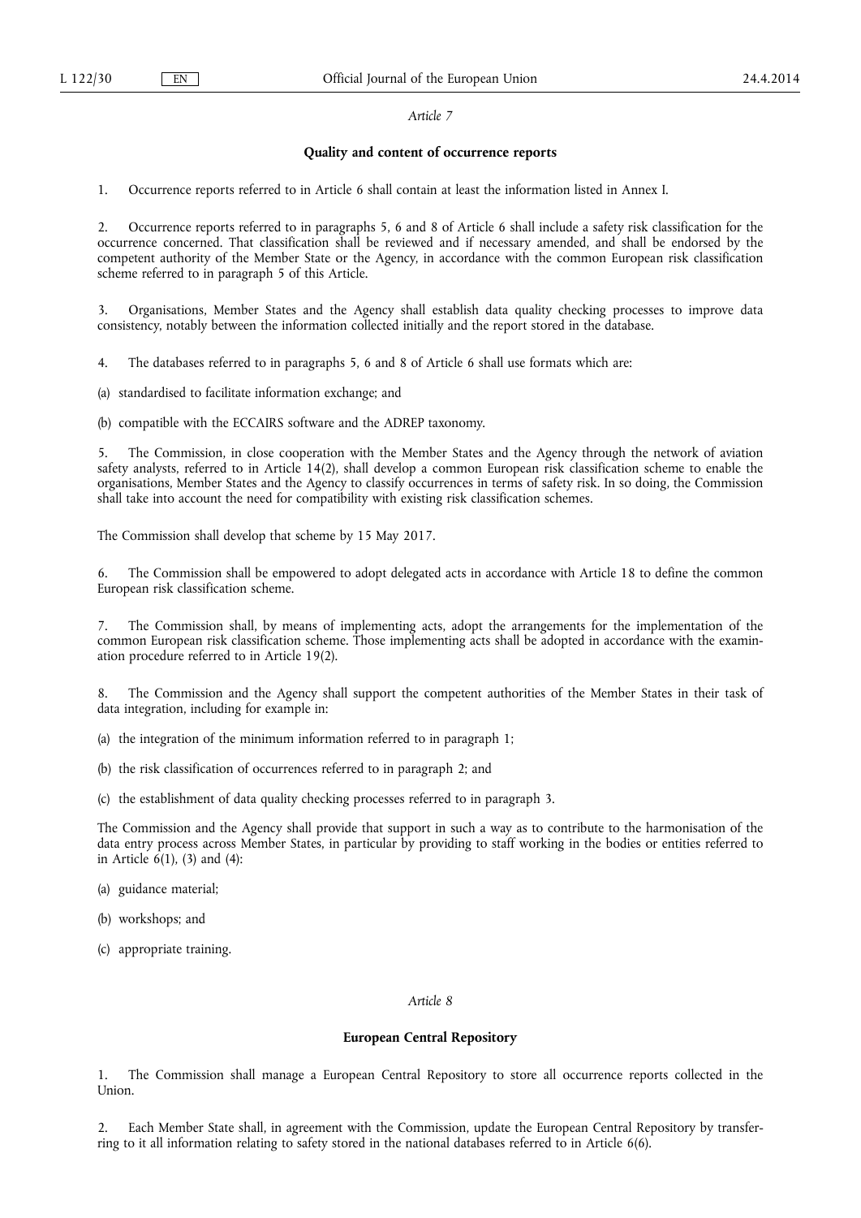*Article 7*

**Quality and content of occurrence reports**

1. Occurrence reports referred to in Article 6 shall contain at least the information listed in Annex I.

2. Occurrence reports referred to in paragraphs 5, 6 and 8 of Article 6 shall include a safety risk classification for the occurrence concerned. That classification shall be reviewed and if necessary amended, and shall be endorsed by the competent authority of the Member State or the Agency, in accordance with the common European risk classification scheme referred to in paragraph 5 of this Article.

3. Organisations, Member States and the Agency shall establish data quality checking processes to improve data consistency, notably between the information collected initially and the report stored in the database.

4. The databases referred to in paragraphs 5, 6 and 8 of Article 6 shall use formats which are:

(a) standardised to facilitate information exchange; and

(b) compatible with the ECCAIRS software and the ADREP taxonomy.

5. The Commission, in close cooperation with the Member States and the Agency through the network of aviation safety analysts, referred to in Article 14(2), shall develop a common European risk classification scheme to enable the organisations, Member States and the Agency to classify occurrences in terms of safety risk. In so doing, the Commission shall take into account the need for compatibility with existing risk classification schemes.

The Commission shall develop that scheme by 15 May 2017.

6. The Commission shall be empowered to adopt delegated acts in accordance with Article 18 to define the common European risk classification scheme.

7. The Commission shall, by means of implementing acts, adopt the arrangements for the implementation of the common European risk classification scheme. Those implementing acts shall be adopted in accordance with the examination procedure referred to in Article 19(2).

8. The Commission and the Agency shall support the competent authorities of the Member States in their task of data integration, including for example in:

(a) the integration of the minimum information referred to in paragraph 1;

(b) the risk classification of occurrences referred to in paragraph 2; and

(c) the establishment of data quality checking processes referred to in paragraph 3.

The Commission and the Agency shall provide that support in such a way as to contribute to the harmonisation of the data entry process across Member States, in particular by providing to staff working in the bodies or entities referred to in Article 6(1), (3) and (4):

(a) guidance material;

(b) workshops; and

(c) appropriate training.

*Article 8*

**European Central Repository**

1. The Commission shall manage a European Central Repository to store all occurrence reports collected in the Union.

2. Each Member State shall, in agreement with the Commission, update the European Central Repository by transferring to it all information relating to safety stored in the national databases referred to in Article 6(6).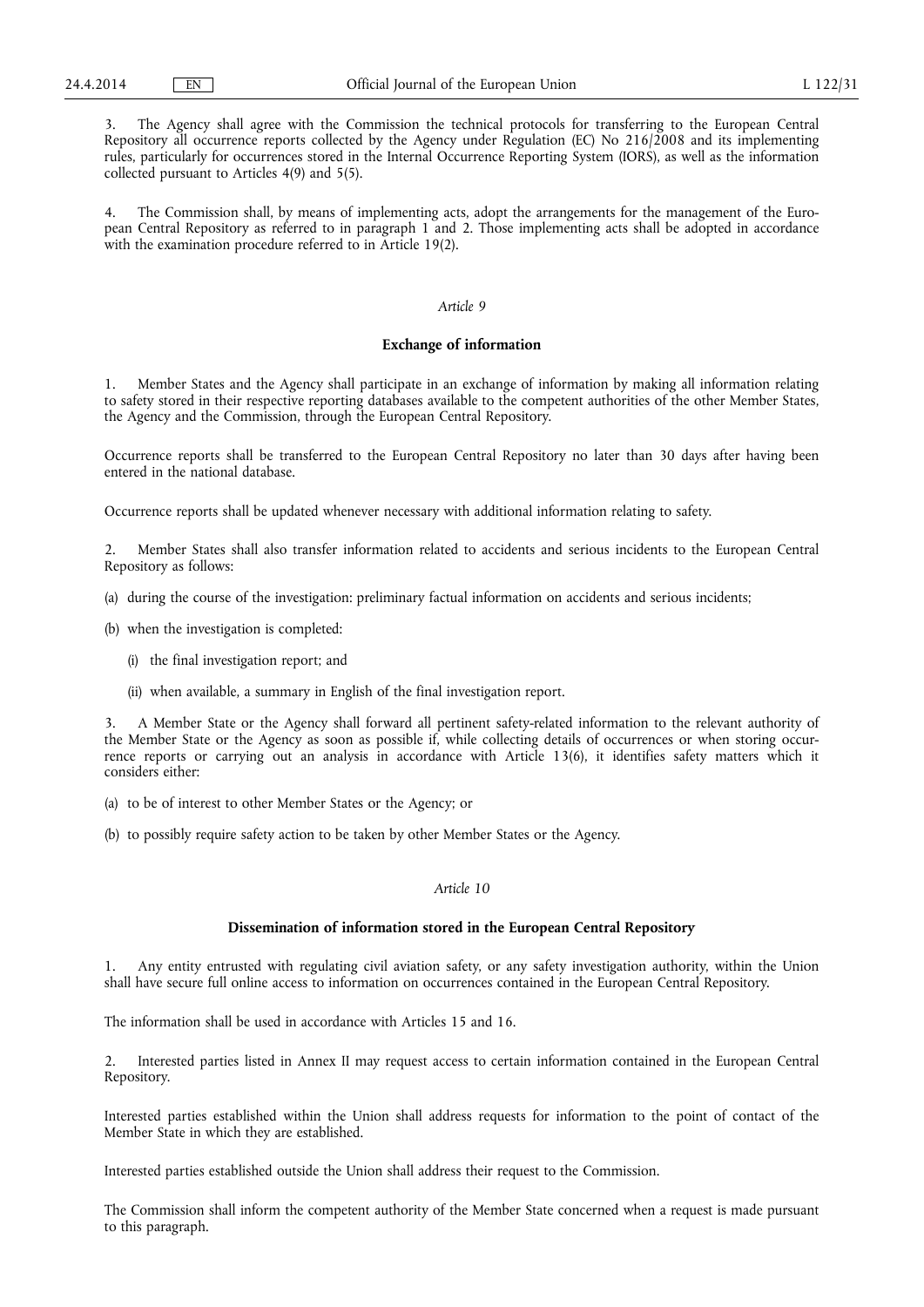3. The Agency shall agree with the Commission the technical protocols for transferring to the European Central Repository all occurrence reports collected by the Agency under Regulation (EC) No 216/2008 and its implementing rules, particularly for occurrences stored in the Internal Occurrence Reporting System (IORS), as well as the information collected pursuant to Articles 4(9) and 5(5).

4. The Commission shall, by means of implementing acts, adopt the arrangements for the management of the European Central Repository as referred to in paragraph 1 and 2. Those implementing acts shall be adopted in accordance with the examination procedure referred to in Article 19(2).

*Article 9*

**Exchange of information**

1. Member States and the Agency shall participate in an exchange of information by making all information relating to safety stored in their respective reporting databases available to the competent authorities of the other Member States, the Agency and the Commission, through the European Central Repository.

Occurrence reports shall be transferred to the European Central Repository no later than 30 days after having been entered in the national database.

Occurrence reports shall be updated whenever necessary with additional information relating to safety.

2. Member States shall also transfer information related to accidents and serious incidents to the European Central Repository as follows:

(a) during the course of the investigation: preliminary factual information on accidents and serious incidents;

(b) when the investigation is completed:

(i) the final investigation report; and

(ii) when available, a summary in English of the final investigation report.

3. A Member State or the Agency shall forward all pertinent safety-related information to the relevant authority of the Member State or the Agency as soon as possible if, while collecting details of occurrences or when storing occurrence reports or carrying out an analysis in accordance with Article 13(6), it identifies safety matters which it considers either:

(a) to be of interest to other Member States or the Agency; or

(b) to possibly require safety action to be taken by other Member States or the Agency.

*Article 10*

**Dissemination of information stored in the European Central Repository**

1. Any entity entrusted with regulating civil aviation safety, or any safety investigation authority, within the Union shall have secure full online access to information on occurrences contained in the European Central Repository.

The information shall be used in accordance with Articles 15 and 16.

2. Interested parties listed in Annex II may request access to certain information contained in the European Central Repository.

Interested parties established within the Union shall address requests for information to the point of contact of the Member State in which they are established.

Interested parties established outside the Union shall address their request to the Commission.

The Commission shall inform the competent authority of the Member State concerned when a request is made pursuant to this paragraph.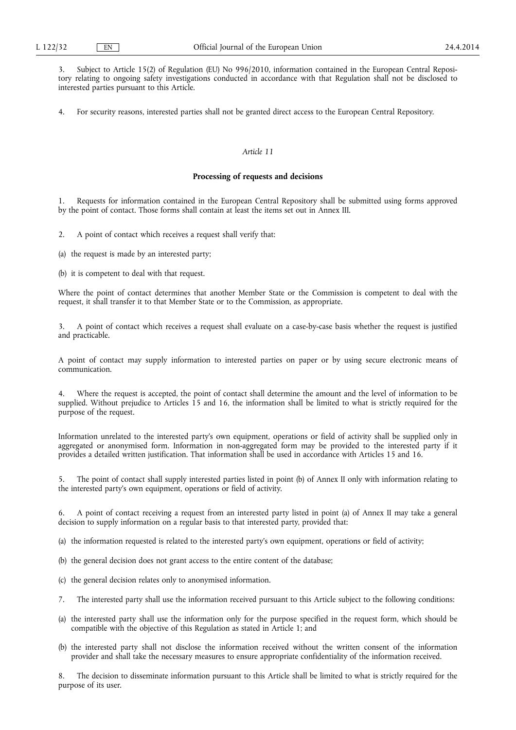3. Subject to Article 15(2) of Regulation (EU) No 996/2010, information contained in the European Central Repository relating to ongoing safety investigations conducted in accordance with that Regulation shall not be disclosed to interested parties pursuant to this Article.

4. For security reasons, interested parties shall not be granted direct access to the European Central Repository.

*Article 11*

**Processing of requests and decisions**

1. Requests for information contained in the European Central Repository shall be submitted using forms approved by the point of contact. Those forms shall contain at least the items set out in Annex III.

2. A point of contact which receives a request shall verify that:

(a) the request is made by an interested party;

(b) it is competent to deal with that request.

Where the point of contact determines that another Member State or the Commission is competent to deal with the request, it shall transfer it to that Member State or to the Commission, as appropriate.

3. A point of contact which receives a request shall evaluate on a case-by-case basis whether the request is justified and practicable.

A point of contact may supply information to interested parties on paper or by using secure electronic means of communication.

4. Where the request is accepted, the point of contact shall determine the amount and the level of information to be supplied. Without prejudice to Articles 15 and 16, the information shall be limited to what is strictly required for the purpose of the request.

Information unrelated to the interested party's own equipment, operations or field of activity shall be supplied only in aggregated or anonymised form. Information in non-aggregated form may be provided to the interested party if it provides a detailed written justification. That information shall be used in accordance with Articles 15 and 16.

5. The point of contact shall supply interested parties listed in point (b) of Annex II only with information relating to the interested party's own equipment, operations or field of activity.

6. A point of contact receiving a request from an interested party listed in point (a) of Annex II may take a general decision to supply information on a regular basis to that interested party, provided that:

(a) the information requested is related to the interested party's own equipment, operations or field of activity;

(b) the general decision does not grant access to the entire content of the database;

(c) the general decision relates only to anonymised information.

7. The interested party shall use the information received pursuant to this Article subject to the following conditions:

(a) the interested party shall use the information only for the purpose specified in the request form, which should be compatible with the objective of this Regulation as stated in Article 1; and

(b) the interested party shall not disclose the information received without the written consent of the information provider and shall take the necessary measures to ensure appropriate confidentiality of the information received.

8. The decision to disseminate information pursuant to this Article shall be limited to what is strictly required for the purpose of its user.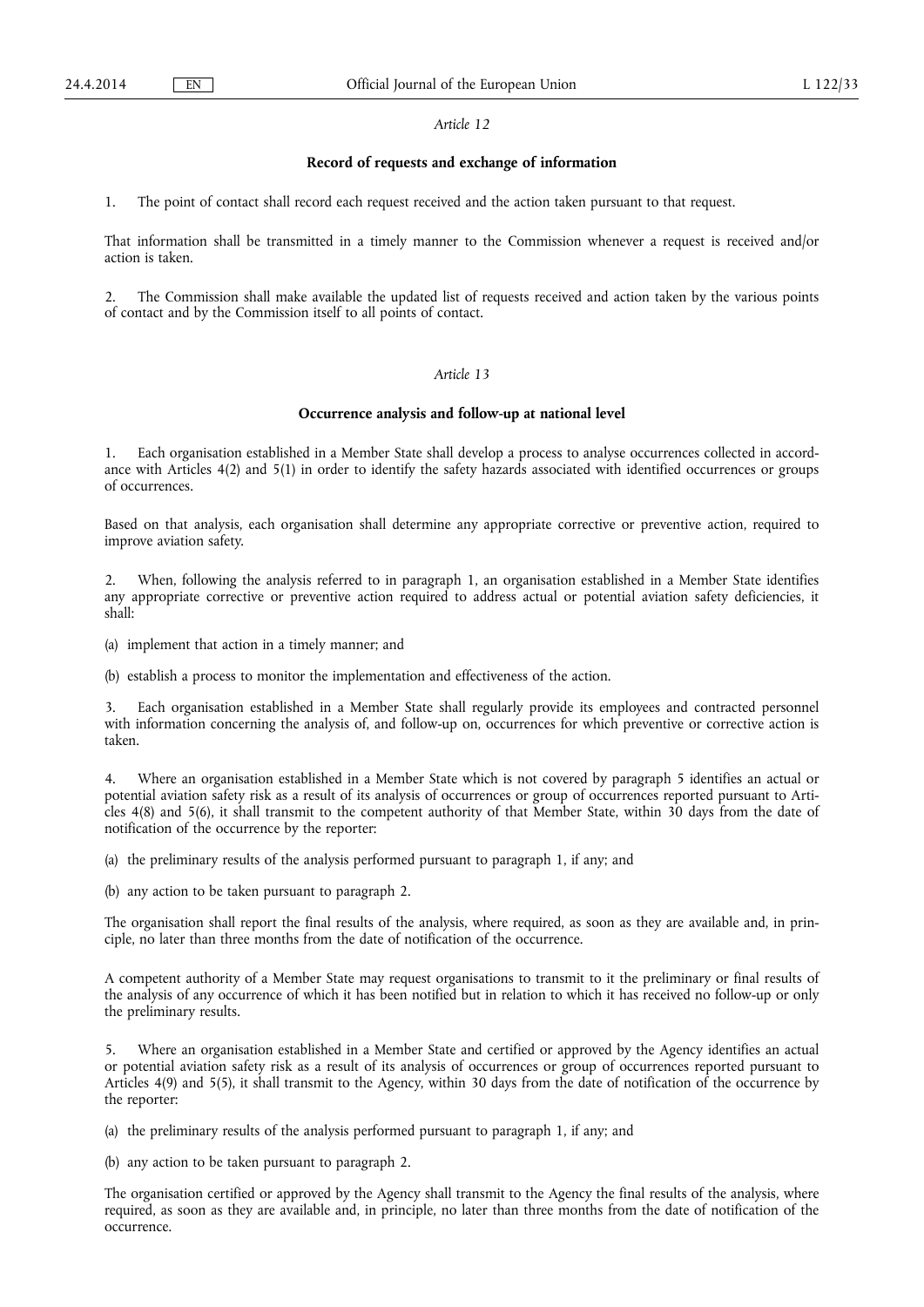*Article 12*

**Record of requests and exchange of information**

1. The point of contact shall record each request received and the action taken pursuant to that request.

That information shall be transmitted in a timely manner to the Commission whenever a request is received and/or action is taken.

2. The Commission shall make available the updated list of requests received and action taken by the various points of contact and by the Commission itself to all points of contact.

*Article 13*

**Occurrence analysis and follow-up at national level**

1. Each organisation established in a Member State shall develop a process to analyse occurrences collected in accordance with Articles 4(2) and 5(1) in order to identify the safety hazards associated with identified occurrences or groups of occurrences.

Based on that analysis, each organisation shall determine any appropriate corrective or preventive action, required to improve aviation safety.

2. When, following the analysis referred to in paragraph 1, an organisation established in a Member State identifies any appropriate corrective or preventive action required to address actual or potential aviation safety deficiencies, it shall:

(a) implement that action in a timely manner; and

(b) establish a process to monitor the implementation and effectiveness of the action.

3. Each organisation established in a Member State shall regularly provide its employees and contracted personnel with information concerning the analysis of, and follow-up on, occurrences for which preventive or corrective action is taken.

4. Where an organisation established in a Member State which is not covered by paragraph 5 identifies an actual or potential aviation safety risk as a result of its analysis of occurrences or group of occurrences reported pursuant to Articles 4(8) and 5(6), it shall transmit to the competent authority of that Member State, within 30 days from the date of notification of the occurrence by the reporter:

(a) the preliminary results of the analysis performed pursuant to paragraph 1, if any; and

(b) any action to be taken pursuant to paragraph 2.

The organisation shall report the final results of the analysis, where required, as soon as they are available and, in principle, no later than three months from the date of notification of the occurrence.

A competent authority of a Member State may request organisations to transmit to it the preliminary or final results of the analysis of any occurrence of which it has been notified but in relation to which it has received no follow-up or only the preliminary results.

5. Where an organisation established in a Member State and certified or approved by the Agency identifies an actual or potential aviation safety risk as a result of its analysis of occurrences or group of occurrences reported pursuant to Articles 4(9) and 5(5), it shall transmit to the Agency, within 30 days from the date of notification of the occurrence by the reporter:

(a) the preliminary results of the analysis performed pursuant to paragraph 1, if any; and

(b) any action to be taken pursuant to paragraph 2.

The organisation certified or approved by the Agency shall transmit to the Agency the final results of the analysis, where required, as soon as they are available and, in principle, no later than three months from the date of notification of the occurrence.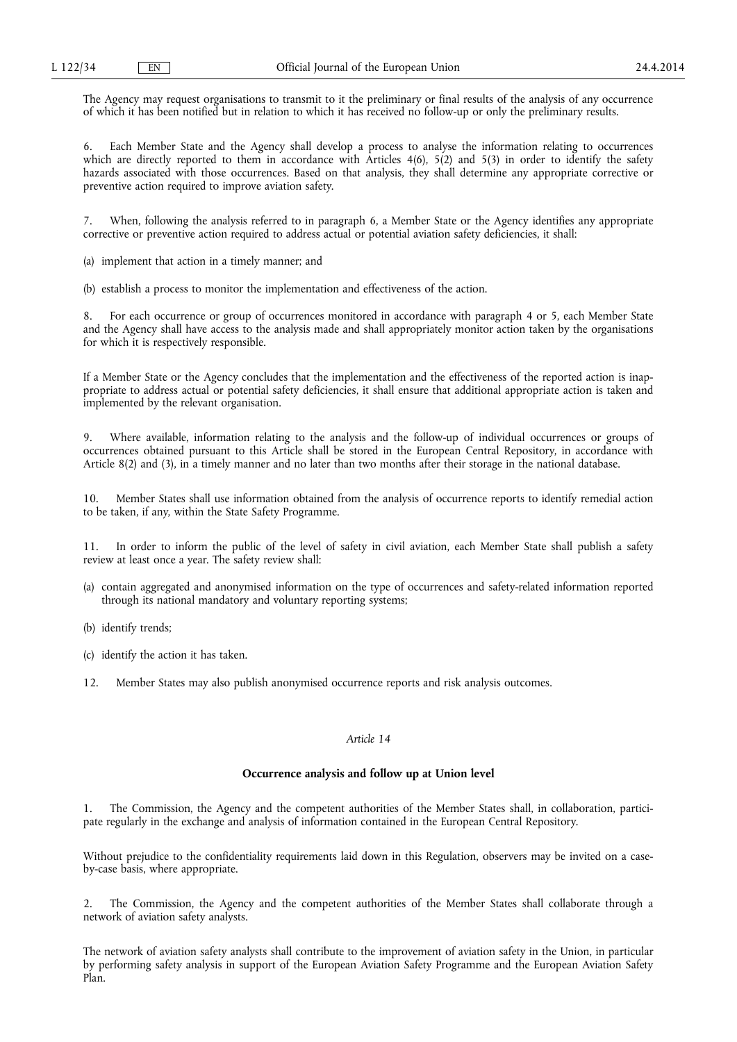The Agency may request organisations to transmit to it the preliminary or final results of the analysis of any occurrence of which it has been notified but in relation to which it has received no follow-up or only the preliminary results.

6. Each Member State and the Agency shall develop a process to analyse the information relating to occurrences which are directly reported to them in accordance with Articles 4(6), 5(2) and 5(3) in order to identify the safety hazards associated with those occurrences. Based on that analysis, they shall determine any appropriate corrective or preventive action required to improve aviation safety.

7. When, following the analysis referred to in paragraph 6, a Member State or the Agency identifies any appropriate corrective or preventive action required to address actual or potential aviation safety deficiencies, it shall:

(a) implement that action in a timely manner; and

(b) establish a process to monitor the implementation and effectiveness of the action.

8. For each occurrence or group of occurrences monitored in accordance with paragraph 4 or 5, each Member State and the Agency shall have access to the analysis made and shall appropriately monitor action taken by the organisations for which it is respectively responsible.

If a Member State or the Agency concludes that the implementation and the effectiveness of the reported action is inappropriate to address actual or potential safety deficiencies, it shall ensure that additional appropriate action is taken and implemented by the relevant organisation.

9. Where available, information relating to the analysis and the follow-up of individual occurrences or groups of occurrences obtained pursuant to this Article shall be stored in the European Central Repository, in accordance with Article 8(2) and (3), in a timely manner and no later than two months after their storage in the national database.

10. Member States shall use information obtained from the analysis of occurrence reports to identify remedial action to be taken, if any, within the State Safety Programme.

11. In order to inform the public of the level of safety in civil aviation, each Member State shall publish a safety review at least once a year. The safety review shall:

(a) contain aggregated and anonymised information on the type of occurrences and safety-related information reported through its national mandatory and voluntary reporting systems;

(b) identify trends;

(c) identify the action it has taken.

12. Member States may also publish anonymised occurrence reports and risk analysis outcomes.

*Article 14*

**Occurrence analysis and follow up at Union level**

1. The Commission, the Agency and the competent authorities of the Member States shall, in collaboration, participate regularly in the exchange and analysis of information contained in the European Central Repository.

Without prejudice to the confidentiality requirements laid down in this Regulation, observers may be invited on a case-by-case basis, where appropriate.

2. The Commission, the Agency and the competent authorities of the Member States shall collaborate through a network of aviation safety analysts.

The network of aviation safety analysts shall contribute to the improvement of aviation safety in the Union, in particular by performing safety analysis in support of the European Aviation Safety Programme and the European Aviation Safety Plan.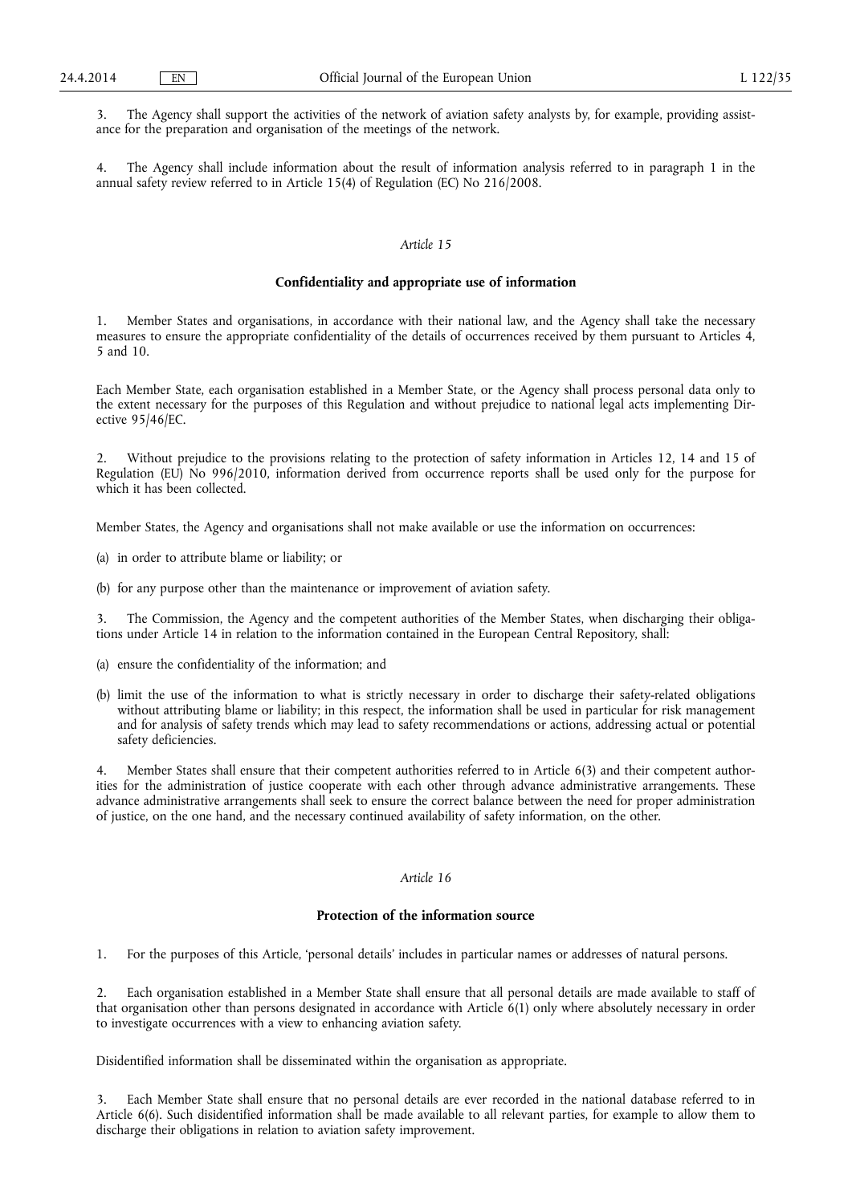3. The Agency shall support the activities of the network of aviation safety analysts by, for example, providing assistance for the preparation and organisation of the meetings of the network.

4. The Agency shall include information about the result of information analysis referred to in paragraph 1 in the annual safety review referred to in Article 15(4) of Regulation (EC) No 216/2008.

*Article 15*

**Confidentiality and appropriate use of information**

1. Member States and organisations, in accordance with their national law, and the Agency shall take the necessary measures to ensure the appropriate confidentiality of the details of occurrences received by them pursuant to Articles 4, 5 and 10.

Each Member State, each organisation established in a Member State, or the Agency shall process personal data only to the extent necessary for the purposes of this Regulation and without prejudice to national legal acts implementing Directive 95/46/EC.

2. Without prejudice to the provisions relating to the protection of safety information in Articles 12, 14 and 15 of Regulation (EU) No 996/2010, information derived from occurrence reports shall be used only for the purpose for which it has been collected.

Member States, the Agency and organisations shall not make available or use the information on occurrences:

(a) in order to attribute blame or liability; or

(b) for any purpose other than the maintenance or improvement of aviation safety.

3. The Commission, the Agency and the competent authorities of the Member States, when discharging their obligations under Article 14 in relation to the information contained in the European Central Repository, shall:

(a) ensure the confidentiality of the information; and

(b) limit the use of the information to what is strictly necessary in order to discharge their safety-related obligations without attributing blame or liability; in this respect, the information shall be used in particular for risk management and for analysis of safety trends which may lead to safety recommendations or actions, addressing actual or potential safety deficiencies.

4. Member States shall ensure that their competent authorities referred to in Article 6(3) and their competent authorities for the administration of justice cooperate with each other through advance administrative arrangements. These advance administrative arrangements shall seek to ensure the correct balance between the need for proper administration of justice, on the one hand, and the necessary continued availability of safety information, on the other.

*Article 16*

**Protection of the information source**

1. For the purposes of this Article, 'personal details' includes in particular names or addresses of natural persons.

2. Each organisation established in a Member State shall ensure that all personal details are made available to staff of that organisation other than persons designated in accordance with Article 6(1) only where absolutely necessary in order to investigate occurrences with a view to enhancing aviation safety.

Disidentified information shall be disseminated within the organisation as appropriate.

3. Each Member State shall ensure that no personal details are ever recorded in the national database referred to in Article 6(6). Such disidentified information shall be made available to all relevant parties, for example to allow them to discharge their obligations in relation to aviation safety improvement.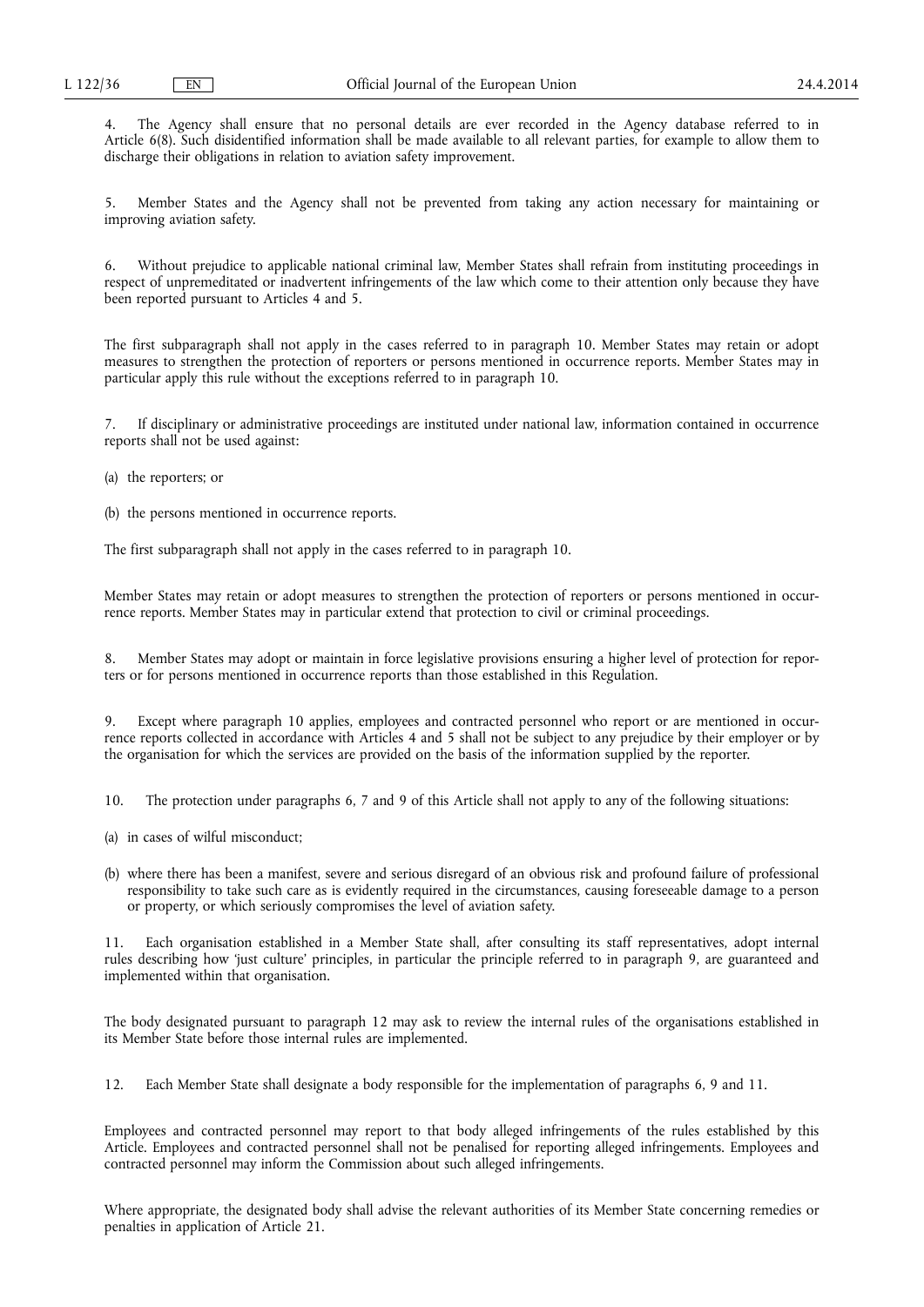4. The Agency shall ensure that no personal details are ever recorded in the Agency database referred to in Article 6(8). Such disidentified information shall be made available to all relevant parties, for example to allow them to discharge their obligations in relation to aviation safety improvement.

5. Member States and the Agency shall not be prevented from taking any action necessary for maintaining or improving aviation safety.

6. Without prejudice to applicable national criminal law, Member States shall refrain from instituting proceedings in respect of unpremeditated or inadvertent infringements of the law which come to their attention only because they have been reported pursuant to Articles 4 and 5.

The first subparagraph shall not apply in the cases referred to in paragraph 10. Member States may retain or adopt measures to strengthen the protection of reporters or persons mentioned in occurrence reports. Member States may in particular apply this rule without the exceptions referred to in paragraph 10.

7. If disciplinary or administrative proceedings are instituted under national law, information contained in occurrence reports shall not be used against:

(a) the reporters; or

(b) the persons mentioned in occurrence reports.

The first subparagraph shall not apply in the cases referred to in paragraph 10.

Member States may retain or adopt measures to strengthen the protection of reporters or persons mentioned in occurrence reports. Member States may in particular extend that protection to civil or criminal proceedings.

8. Member States may adopt or maintain in force legislative provisions ensuring a higher level of protection for reporters or for persons mentioned in occurrence reports than those established in this Regulation.

9. Except where paragraph 10 applies, employees and contracted personnel who report or are mentioned in occurrence reports collected in accordance with Articles 4 and 5 shall not be subject to any prejudice by their employer or by the organisation for which the services are provided on the basis of the information supplied by the reporter.

10. The protection under paragraphs 6, 7 and 9 of this Article shall not apply to any of the following situations:

(a) in cases of wilful misconduct;

(b) where there has been a manifest, severe and serious disregard of an obvious risk and profound failure of professional responsibility to take such care as is evidently required in the circumstances, causing foreseeable damage to a person or property, or which seriously compromises the level of aviation safety.

11. Each organisation established in a Member State shall, after consulting its staff representatives, adopt internal rules describing how 'just culture' principles, in particular the principle referred to in paragraph 9, are guaranteed and implemented within that organisation.

The body designated pursuant to paragraph 12 may ask to review the internal rules of the organisations established in its Member State before those internal rules are implemented.

12. Each Member State shall designate a body responsible for the implementation of paragraphs 6, 9 and 11.

Employees and contracted personnel may report to that body alleged infringements of the rules established by this Article. Employees and contracted personnel shall not be penalised for reporting alleged infringements. Employees and contracted personnel may inform the Commission about such alleged infringements.

Where appropriate, the designated body shall advise the relevant authorities of its Member State concerning remedies or penalties in application of Article 21.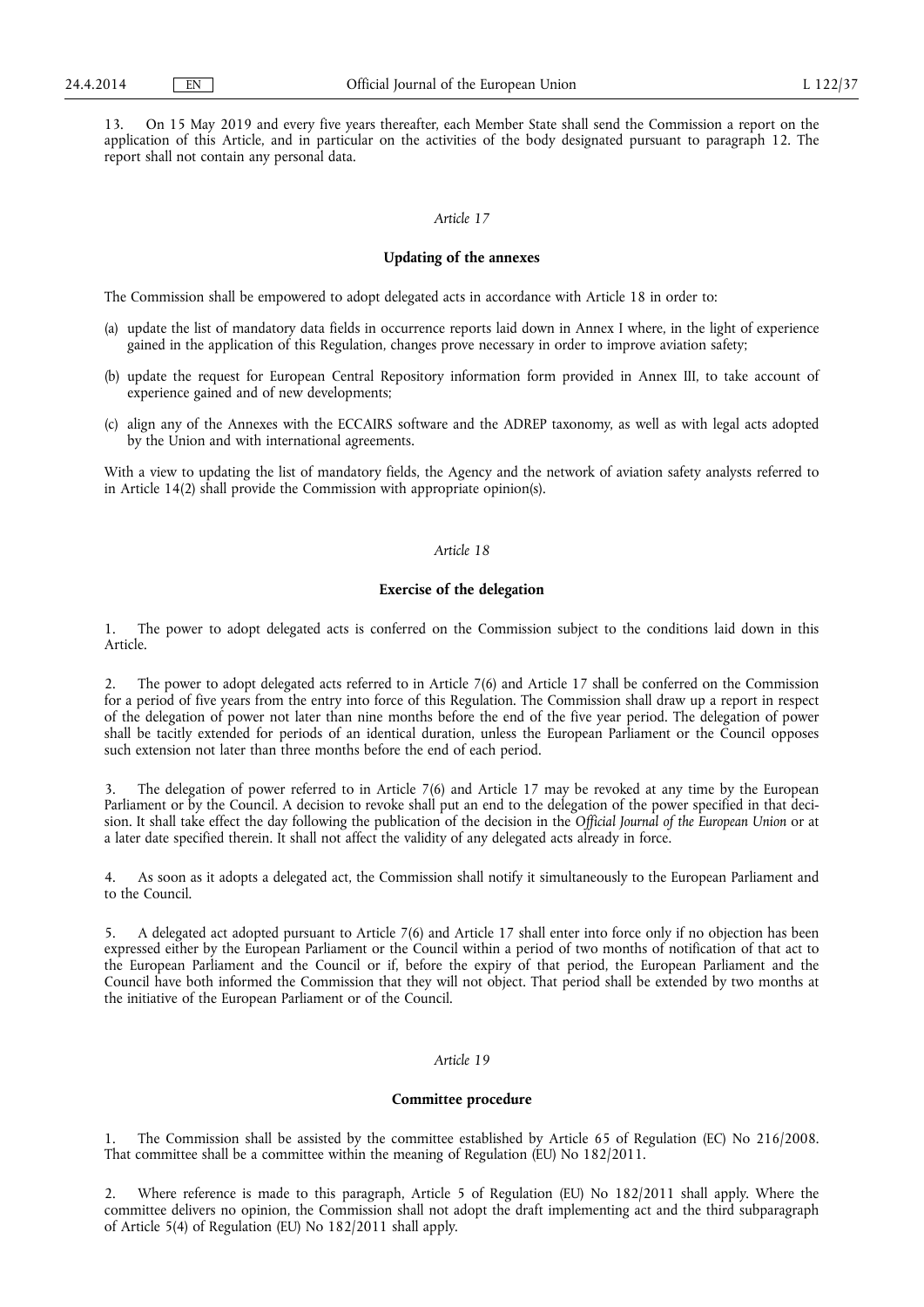13. On 15 May 2019 and every five years thereafter, each Member State shall send the Commission a report on the application of this Article, and in particular on the activities of the body designated pursuant to paragraph 12. The report shall not contain any personal data.

*Article 17*

**Updating of the annexes**

The Commission shall be empowered to adopt delegated acts in accordance with Article 18 in order to:

(a) update the list of mandatory data fields in occurrence reports laid down in Annex I where, in the light of experience gained in the application of this Regulation, changes prove necessary in order to improve aviation safety;

(b) update the request for European Central Repository information form provided in Annex III, to take account of experience gained and of new developments;

(c) align any of the Annexes with the ECCAIRS software and the ADREP taxonomy, as well as with legal acts adopted by the Union and with international agreements.

With a view to updating the list of mandatory fields, the Agency and the network of aviation safety analysts referred to in Article 14(2) shall provide the Commission with appropriate opinion(s).

*Article 18*

**Exercise of the delegation**

1. The power to adopt delegated acts is conferred on the Commission subject to the conditions laid down in this Article.

2. The power to adopt delegated acts referred to in Article 7(6) and Article 17 shall be conferred on the Commission for a period of five years from the entry into force of this Regulation. The Commission shall draw up a report in respect of the delegation of power not later than nine months before the end of the five year period. The delegation of power shall be tacitly extended for periods of an identical duration, unless the European Parliament or the Council opposes such extension not later than three months before the end of each period.

3. The delegation of power referred to in Article 7(6) and Article 17 may be revoked at any time by the European Parliament or by the Council. A decision to revoke shall put an end to the delegation of the power specified in that decision. It shall take effect the day following the publication of the decision in the *Official Journal of the European Union* or at a later date specified therein. It shall not affect the validity of any delegated acts already in force.

4. As soon as it adopts a delegated act, the Commission shall notify it simultaneously to the European Parliament and to the Council.

5. A delegated act adopted pursuant to Article 7(6) and Article 17 shall enter into force only if no objection has been expressed either by the European Parliament or the Council within a period of two months of notification of that act to the European Parliament and the Council or if, before the expiry of that period, the European Parliament and the Council have both informed the Commission that they will not object. That period shall be extended by two months at the initiative of the European Parliament or of the Council.

*Article 19*

**Committee procedure**

1. The Commission shall be assisted by the committee established by Article 65 of Regulation (EC) No 216/2008. That committee shall be a committee within the meaning of Regulation (EU) No 182/2011.

2. Where reference is made to this paragraph, Article 5 of Regulation (EU) No 182/2011 shall apply. Where the committee delivers no opinion, the Commission shall not adopt the draft implementing act and the third subparagraph of Article 5(4) of Regulation (EU) No 182/2011 shall apply.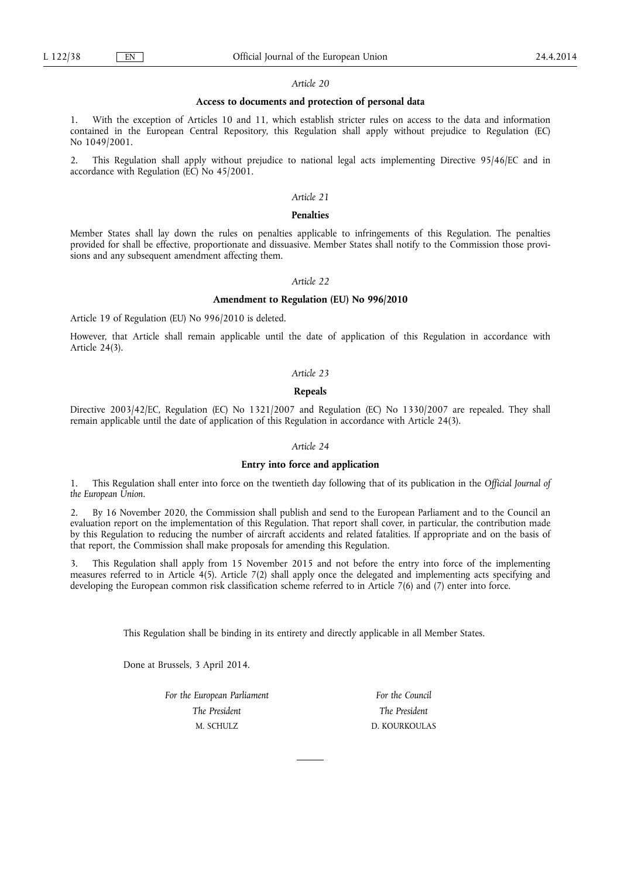*Article 20*

**Access to documents and protection of personal data**

1. With the exception of Articles 10 and 11, which establish stricter rules on access to the data and information contained in the European Central Repository, this Regulation shall apply without prejudice to Regulation (EC) No 1049/2001.

2. This Regulation shall apply without prejudice to national legal acts implementing Directive 95/46/EC and in accordance with Regulation (EC) No 45/2001.

*Article 21*

**Penalties**

Member States shall lay down the rules on penalties applicable to infringements of this Regulation. The penalties provided for shall be effective, proportionate and dissuasive. Member States shall notify to the Commission those provisions and any subsequent amendment affecting them.

*Article 22*

**Amendment to Regulation (EU) No 996/2010**

Article 19 of Regulation (EU) No 996/2010 is deleted.

However, that Article shall remain applicable until the date of application of this Regulation in accordance with Article 24(3).

*Article 23*

**Repeals**

Directive 2003/42/EC, Regulation (EC) No 1321/2007 and Regulation (EC) No 1330/2007 are repealed. They shall remain applicable until the date of application of this Regulation in accordance with Article 24(3).

*Article 24*

**Entry into force and application**

1. This Regulation shall enter into force on the twentieth day following that of its publication in the *Official Journal of the European Union*.

2. By 16 November 2020, the Commission shall publish and send to the European Parliament and to the Council an evaluation report on the implementation of this Regulation. That report shall cover, in particular, the contribution made by this Regulation to reducing the number of aircraft accidents and related fatalities. If appropriate and on the basis of that report, the Commission shall make proposals for amending this Regulation.

3. This Regulation shall apply from 15 November 2015 and not before the entry into force of the implementing measures referred to in Article 4(5). Article 7(2) shall apply once the delegated and implementing acts specifying and developing the European common risk classification scheme referred to in Article 7(6) and (7) enter into force.

This Regulation shall be binding in its entirety and directly applicable in all Member States.

Done at Brussels, 3 April 2014.

| *For the European Parliament* | *For the Council* |
|---|---|
| *The President* | *The President* |
| M. SCHULZ | D. KOURKOULAS |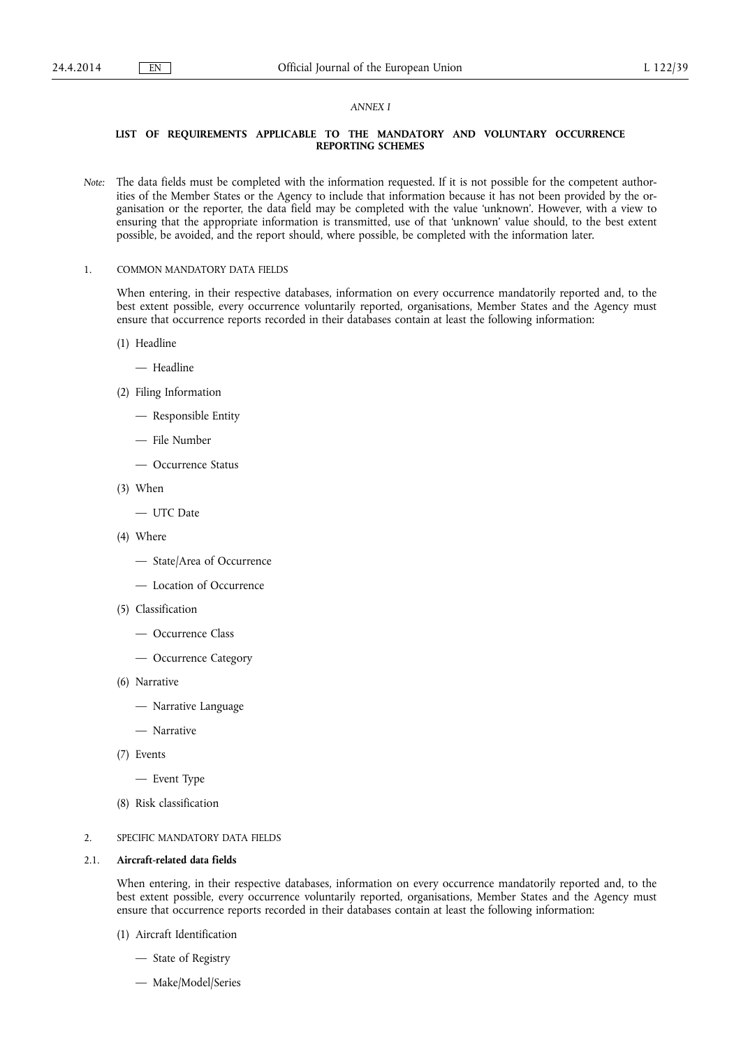*ANNEX I*

**LIST OF REQUIREMENTS APPLICABLE TO THE MANDATORY AND VOLUNTARY OCCURRENCE REPORTING SCHEMES**

*Note:* The data fields must be completed with the information requested. If it is not possible for the competent authorities of the Member States or the Agency to include that information because it has not been provided by the organisation or the reporter, the data field may be completed with the value 'unknown'. However, with a view to ensuring that the appropriate information is transmitted, use of that 'unknown' value should, to the best extent possible, be avoided, and the report should, where possible, be completed with the information later.

1. COMMON MANDATORY DATA FIELDS

When entering, in their respective databases, information on every occurrence mandatorily reported and, to the best extent possible, every occurrence voluntarily reported, organisations, Member States and the Agency must ensure that occurrence reports recorded in their databases contain at least the following information:

(1) Headline

— Headline

(2) Filing Information

— Responsible Entity

— File Number

— Occurrence Status

(3) When

— UTC Date

(4) Where

— State/Area of Occurrence

— Location of Occurrence

(5) Classification

— Occurrence Class

— Occurrence Category

(6) Narrative

— Narrative Language

— Narrative

(7) Events

— Event Type

(8) Risk classification

2. SPECIFIC MANDATORY DATA FIELDS

2.1. **Aircraft-related data fields**

When entering, in their respective databases, information on every occurrence mandatorily reported and, to the best extent possible, every occurrence voluntarily reported, organisations, Member States and the Agency must ensure that occurrence reports recorded in their databases contain at least the following information:

(1) Aircraft Identification

— State of Registry

— Make/Model/Series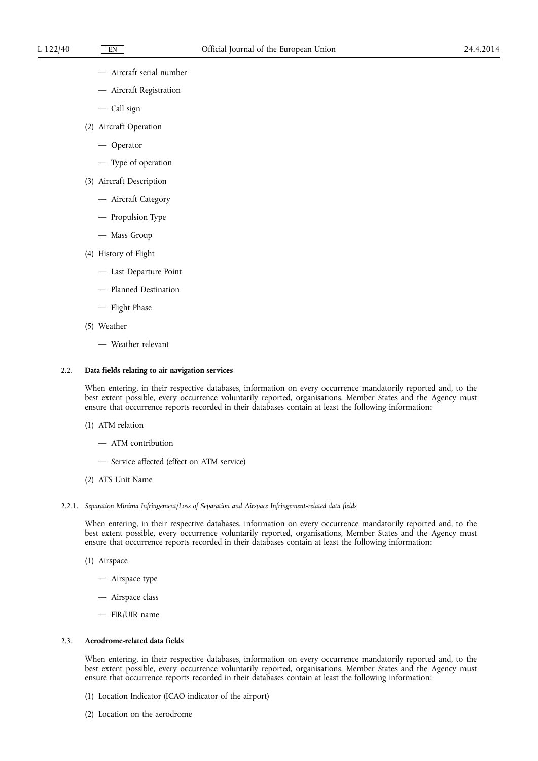— Aircraft serial number

— Aircraft Registration

— Call sign

(2) Aircraft Operation

— Operator

— Type of operation

(3) Aircraft Description

— Aircraft Category

— Propulsion Type

— Mass Group

(4) History of Flight

— Last Departure Point

— Planned Destination

— Flight Phase

(5) Weather

— Weather relevant

### 2.2. Data fields relating to air navigation services

When entering, in their respective databases, information on every occurrence mandatorily reported and, to the best extent possible, every occurrence voluntarily reported, organisations, Member States and the Agency must ensure that occurrence reports recorded in their databases contain at least the following information:

(1) ATM relation

— ATM contribution

— Service affected (effect on ATM service)

(2) ATS Unit Name

#### 2.2.1. *Separation Minima Infringement/Loss of Separation and Airspace Infringement-related data fields*

When entering, in their respective databases, information on every occurrence mandatorily reported and, to the best extent possible, every occurrence voluntarily reported, organisations, Member States and the Agency must ensure that occurrence reports recorded in their databases contain at least the following information:

(1) Airspace

— Airspace type

— Airspace class

— FIR/UIR name

### 2.3. Aerodrome-related data fields

When entering, in their respective databases, information on every occurrence mandatorily reported and, to the best extent possible, every occurrence voluntarily reported, organisations, Member States and the Agency must ensure that occurrence reports recorded in their databases contain at least the following information:

(1) Location Indicator (ICAO indicator of the airport)

(2) Location on the aerodrome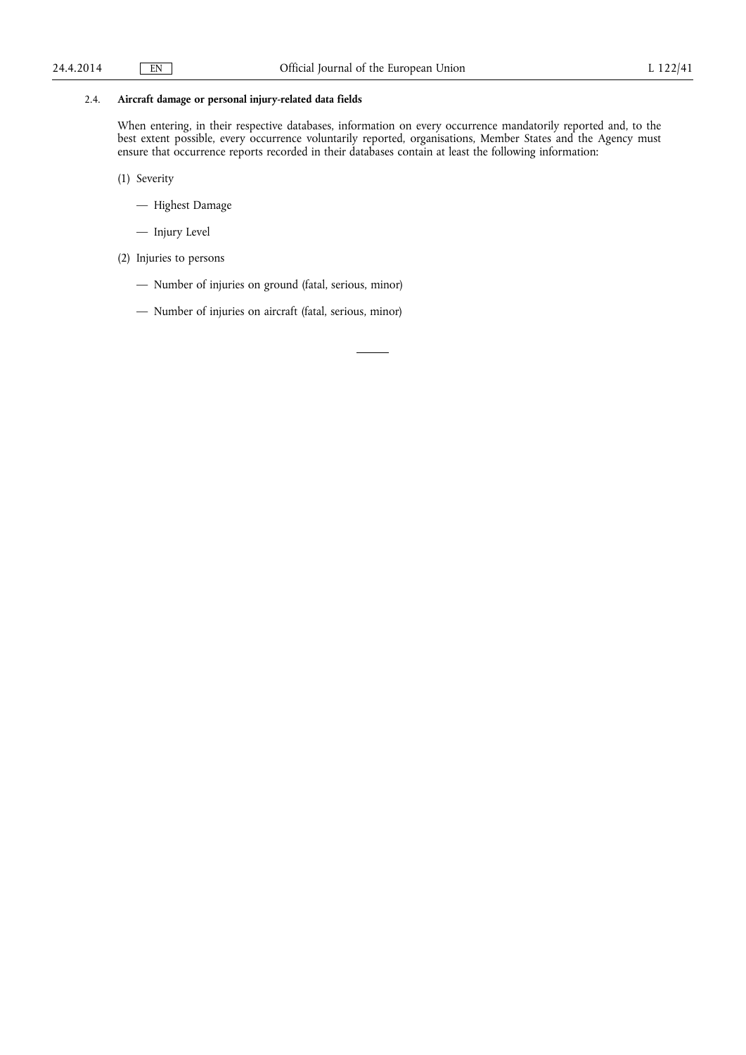### 2.4. **Aircraft damage or personal injury-related data fields**

When entering, in their respective databases, information on every occurrence mandatorily reported and, to the best extent possible, every occurrence voluntarily reported, organisations, Member States and the Agency must ensure that occurrence reports recorded in their databases contain at least the following information:

(1) Severity

— Highest Damage

— Injury Level

(2) Injuries to persons

— Number of injuries on ground (fatal, serious, minor)

— Number of injuries on aircraft (fatal, serious, minor)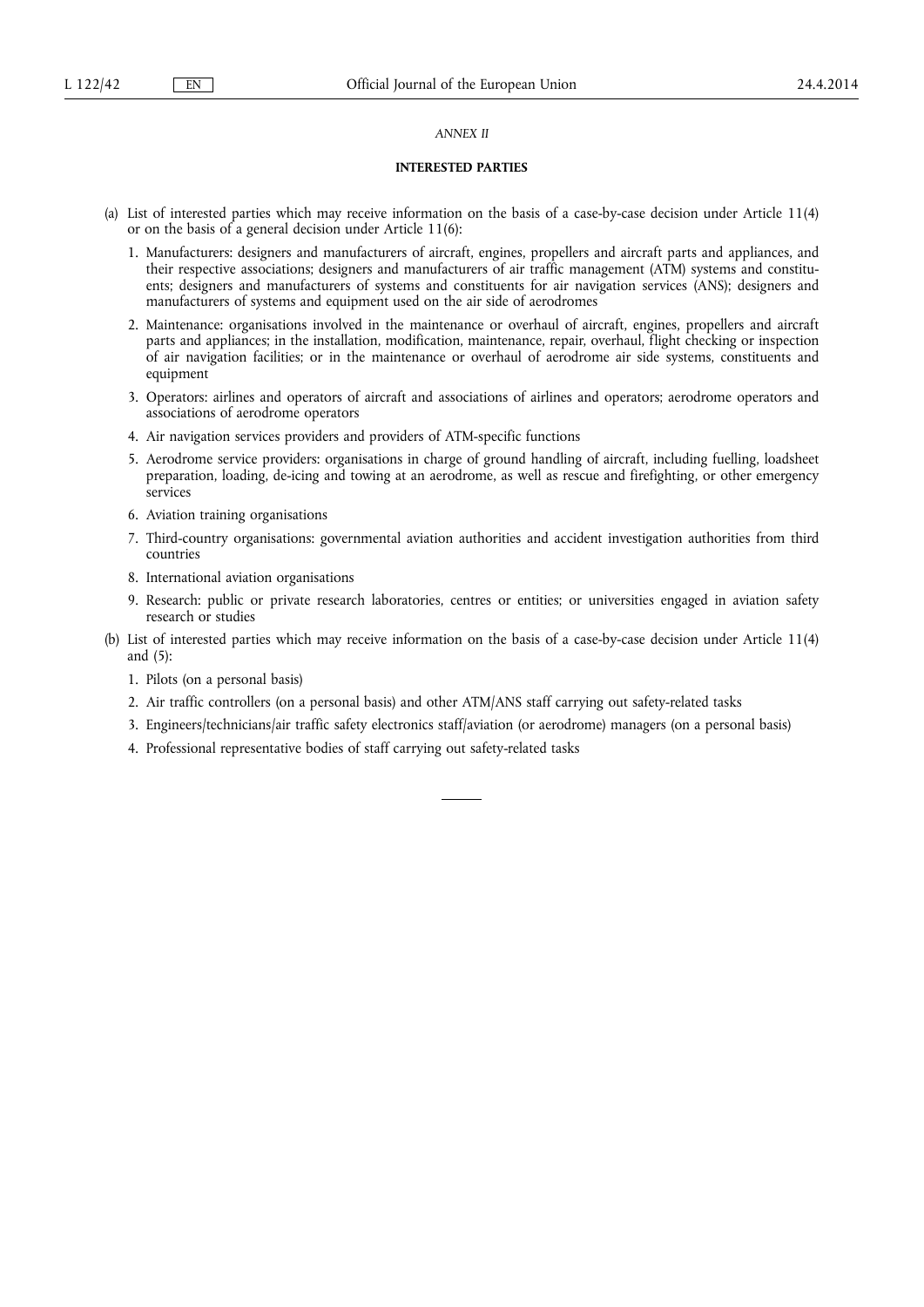*ANNEX II*

**INTERESTED PARTIES**

(a) List of interested parties which may receive information on the basis of a case-by-case decision under Article 11(4) or on the basis of a general decision under Article 11(6):

1. Manufacturers: designers and manufacturers of aircraft, engines, propellers and aircraft parts and appliances, and their respective associations; designers and manufacturers of air traffic management (ATM) systems and constituents; designers and manufacturers of systems and constituents for air navigation services (ANS); designers and manufacturers of systems and equipment used on the air side of aerodromes
2. Maintenance: organisations involved in the maintenance or overhaul of aircraft, engines, propellers and aircraft parts and appliances; in the installation, modification, maintenance, repair, overhaul, flight checking or inspection of air navigation facilities; or in the maintenance or overhaul of aerodrome air side systems, constituents and equipment
3. Operators: airlines and operators of aircraft and associations of airlines and operators; aerodrome operators and associations of aerodrome operators
4. Air navigation services providers and providers of ATM-specific functions
5. Aerodrome service providers: organisations in charge of ground handling of aircraft, including fuelling, loadsheet preparation, loading, de-icing and towing at an aerodrome, as well as rescue and firefighting, or other emergency services
6. Aviation training organisations
7. Third-country organisations: governmental aviation authorities and accident investigation authorities from third countries
8. International aviation organisations
9. Research: public or private research laboratories, centres or entities; or universities engaged in aviation safety research or studies

(b) List of interested parties which may receive information on the basis of a case-by-case decision under Article 11(4) and (5):

1. Pilots (on a personal basis)
2. Air traffic controllers (on a personal basis) and other ATM/ANS staff carrying out safety-related tasks
3. Engineers/technicians/air traffic safety electronics staff/aviation (or aerodrome) managers (on a personal basis)
4. Professional representative bodies of staff carrying out safety-related tasks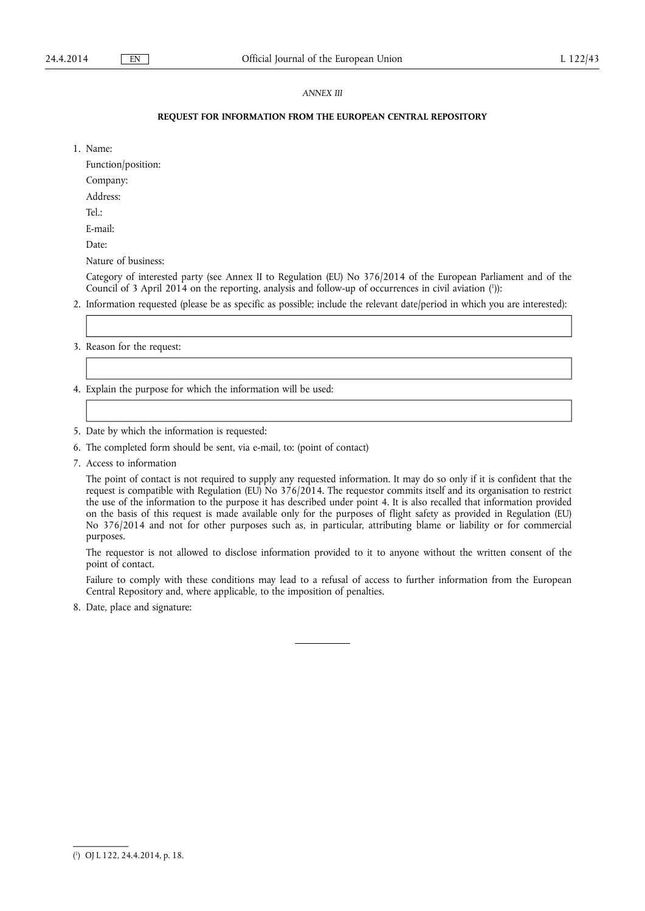*ANNEX III*

**REQUEST FOR INFORMATION FROM THE EUROPEAN CENTRAL REPOSITORY**

1. Name:

   Function/position:

   Company:

   Address:

   Tel.:

   E-mail:

   Date:

   Nature of business:

   Category of interested party (see Annex II to Regulation (EU) No 376/2014 of the European Parliament and of the Council of 3 April 2014 on the reporting, analysis and follow-up of occurrences in civil aviation ([1])):

2. Information requested (please be as specific as possible; include the relevant date/period in which you are interested):

3. Reason for the request:

4. Explain the purpose for which the information will be used:

5. Date by which the information is requested:

6. The completed form should be sent, via e-mail, to: (point of contact)

7. Access to information

   The point of contact is not required to supply any requested information. It may do so only if it is confident that the request is compatible with Regulation (EU) No 376/2014. The requestor commits itself and its organisation to restrict the use of the information to the purpose it has described under point 4. It is also recalled that information provided on the basis of this request is made available only for the purposes of flight safety as provided in Regulation (EU) No 376/2014 and not for other purposes such as, in particular, attributing blame or liability or for commercial purposes.

   The requestor is not allowed to disclose information provided to it to anyone without the written consent of the point of contact.

   Failure to comply with these conditions may lead to a refusal of access to further information from the European Central Repository and, where applicable, to the imposition of penalties.

8. Date, place and signature:

---

([1]) OJ L 122, 24.4.2014, p. 18.